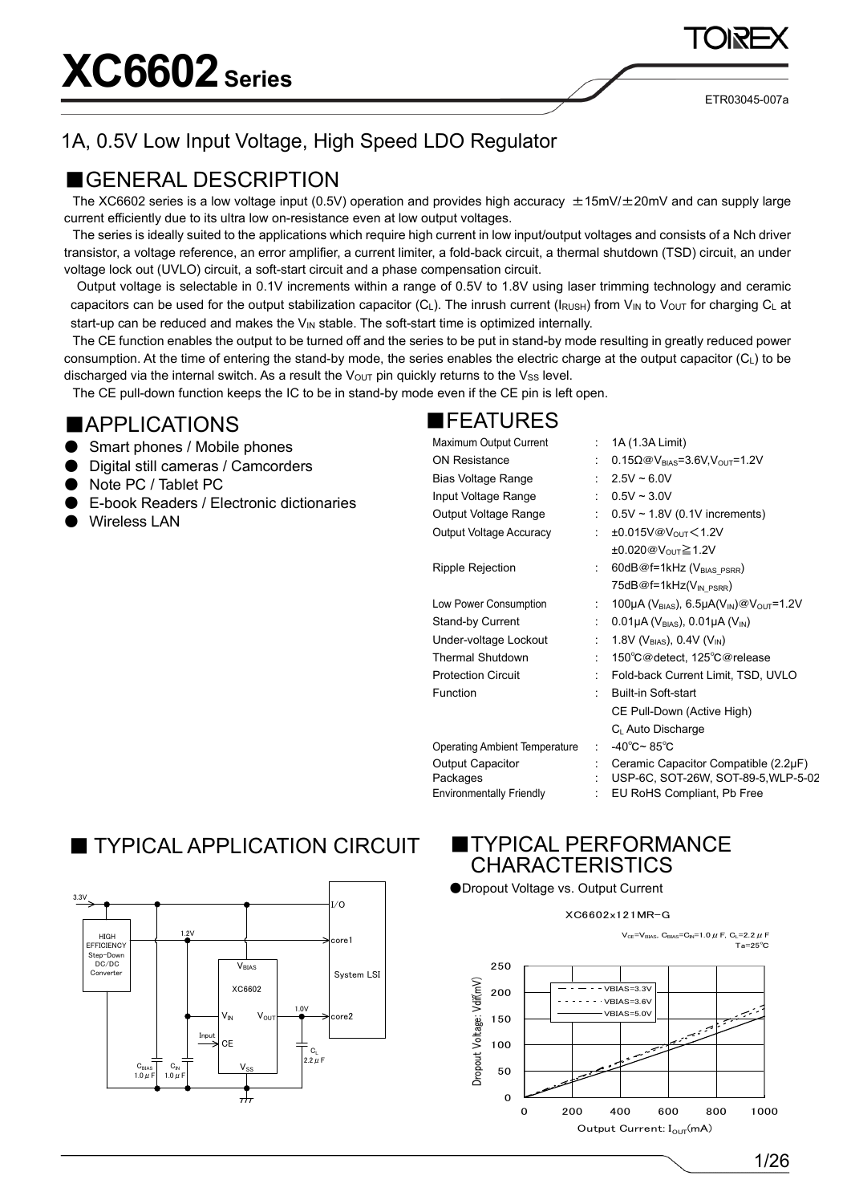# XC6602 Series

ETR03045-007a

## 1A, 0.5V Low Input Voltage, High Speed LDO Regulator

## ■GENERAL DESCRIPTION

The XC6602 series is a low voltage input (0.5V) operation and provides high accuracy ±15mV/±20mV and can supply large current efficiently due to its ultra low on-resistance even at low output voltages.

The series is ideally suited to the applications which require high current in low input/output voltages and consists of a Nch driver transistor, a voltage reference, an error amplifier, a current limiter, a fold-back circuit, a thermal shutdown (TSD) circuit, an under voltage lock out (UVLO) circuit, a soft-start circuit and a phase compensation circuit.

Output voltage is selectable in 0.1V increments within a range of 0.5V to 1.8V using laser trimming technology and ceramic capacitors can be used for the output stabilization capacitor ($C_L$). The inrush current ($I_{RUSH}$) from $V_{IN}$ to $V_{OUT}$ for charging $C_L$ at start-up can be reduced and makes the $V_{IN}$ stable. The soft-start time is optimized internally.

The CE function enables the output to be turned off and the series to be put in stand-by mode resulting in greatly reduced power consumption. At the time of entering the stand-by mode, the series enables the electric charge at the output capacitor ($C_L$) to be discharged via the internal switch. As a result the $V_{OUT}$ pin quickly returns to the $V_{SS}$ level.

The CE pull-down function keeps the IC to be in stand-by mode even if the CE pin is left open.

## ■APPLICATIONS

- Smart phones / Mobile phones
- Digital still cameras / Camcorders
- Note PC / Tablet PC
- E-book Readers / Electronic dictionaries
- Wireless LAN

## ■FEATURES

| | | |
|---|---|---|
| Maximum Output Current | : | 1A (1.3A Limit) |
| ON Resistance | : | 0.15Ω@$V_{BIAS}$=3.6V,$V_{OUT}$=1.2V |
| Bias Voltage Range | : | 2.5V ~ 6.0V |
| Input Voltage Range | : | 0.5V ~ 3.0V |
| Output Voltage Range | : | 0.5V ~ 1.8V (0.1V increments) |
| Output Voltage Accuracy | : | ±0.015V@$V_{OUT}$<1.2V<br>±0.020@$V_{OUT}$≧1.2V |
| Ripple Rejection | : | 60dB@f=1kHz ($V_{BIAS\_PSRR}$)<br>75dB@f=1kHz($V_{IN\_PSRR}$) |
| Low Power Consumption | : | 100μA ($V_{BIAS}$), 6.5μA($V_{IN}$)@$V_{OUT}$=1.2V |
| Stand-by Current | : | 0.01μA ($V_{BIAS}$), 0.01μA ($V_{IN}$) |
| Under-voltage Lockout | : | 1.8V ($V_{BIAS}$), 0.4V ($V_{IN}$) |
| Thermal Shutdown | : | 150℃@detect, 125℃@release |
| Protection Circuit | : | Fold-back Current Limit, TSD, UVLO |
| Function | : | Built-in Soft-start<br>CE Pull-Down (Active High)<br>$C_L$ Auto Discharge |
| Operating Ambient Temperature | : | -40℃~ 85℃ |
| Output Capacitor | : | Ceramic Capacitor Compatible (2.2μF) |
| Packages | : | USP-6C, SOT-26W, SOT-89-5,WLP-5-02 |
| Environmentally Friendly | : | EU RoHS Compliant, Pb Free |

## ■ TYPICAL APPLICATION CIRCUIT

3.3V
HIGH EFFICIENCY Step-Down DC/DC Converter
1.2V
$V_{BIAS}$
XC6602
$V_{IN}$
$V_{OUT}$
1.0V
Input
CE
$V_{SS}$
$C_{BIAS}$ 1.0μF
$C_{IN}$ 1.0μF
$C_L$ 2.2μF
I/O
core1
System LSI
core2

## ■TYPICAL PERFORMANCE CHARACTERISTICS

●Dropout Voltage vs. Output Current

XC6602x121MR-G

$V_{CE}$=$V_{BIAS}$, $C_{BIAS}$=$C_{IN}$=1.0μF, $C_L$=2.2μF
Ta=25℃

VBIAS=3.3V
VBIAS=3.6V
VBIAS=5.0V

Dropout Voltage: Vdif(mV)
0, 50, 100, 150, 200, 250

Output Current: $I_{OUT}$(mA)
0, 200, 400, 600, 800, 1000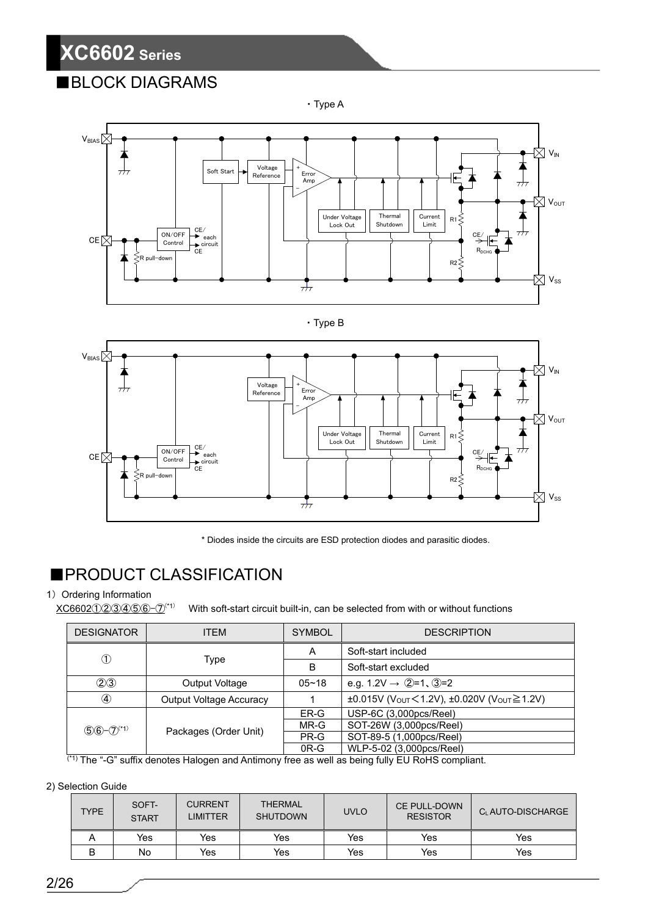## ■BLOCK DIAGRAMS

・Type A

$V_{BIAS}$
Soft Start
Voltage Reference
Error Amp
Under Voltage Lock Out
Thermal Shutdown
Current Limit
ON/OFF Control
CE/ each circuit CE
R pull-down
CE
R1
R2
CE/
$R_{DCHG}$
$V_{IN}$
$V_{OUT}$
$V_{SS}$

・Type B

$V_{BIAS}$
Voltage Reference
Error Amp
Under Voltage Lock Out
Thermal Shutdown
Current Limit
ON/OFF Control
CE/ each circuit CE
R pull-down
CE
R1
R2
CE/
$R_{DCHG}$
$V_{IN}$
$V_{OUT}$
$V_{SS}$

* Diodes inside the circuits are ESD protection diodes and parasitic diodes.

## ■PRODUCT CLASSIFICATION

1) Ordering Information

XC6602①②③④⑤⑥-⑦(*1)  With soft-start circuit built-in, can be selected from with or without functions

| DESIGNATOR | ITEM | SYMBOL | DESCRIPTION |
|---|---|---|---|
| ① | Type | A | Soft-start included |
| | | B | Soft-start excluded |
| ②③ | Output Voltage | 05~18 | e.g. 1.2V → ②=1、③=2 |
| ④ | Output Voltage Accuracy | 1 | ±0.015V ($V_{OUT}$<1.2V), ±0.020V ($V_{OUT}$≧1.2V) |
| ⑤⑥-⑦(*1) | Packages (Order Unit) | ER-G | USP-6C (3,000pcs/Reel) |
| | | MR-G | SOT-26W (3,000pcs/Reel) |
| | | PR-G | SOT-89-5 (1,000pcs/Reel) |
| | | 0R-G | WLP-5-02 (3,000pcs/Reel) |

(*1) The "-G" suffix denotes Halogen and Antimony free as well as being fully EU RoHS compliant.

2) Selection Guide

| TYPE | SOFT-START | CURRENT LIMITTER | THERMAL SHUTDOWN | UVLO | CE PULL-DOWN RESISTOR | $C_L$ AUTO-DISCHARGE |
|---|---|---|---|---|---|---|
| A | Yes | Yes | Yes | Yes | Yes | Yes |
| B | No | Yes | Yes | Yes | Yes | Yes |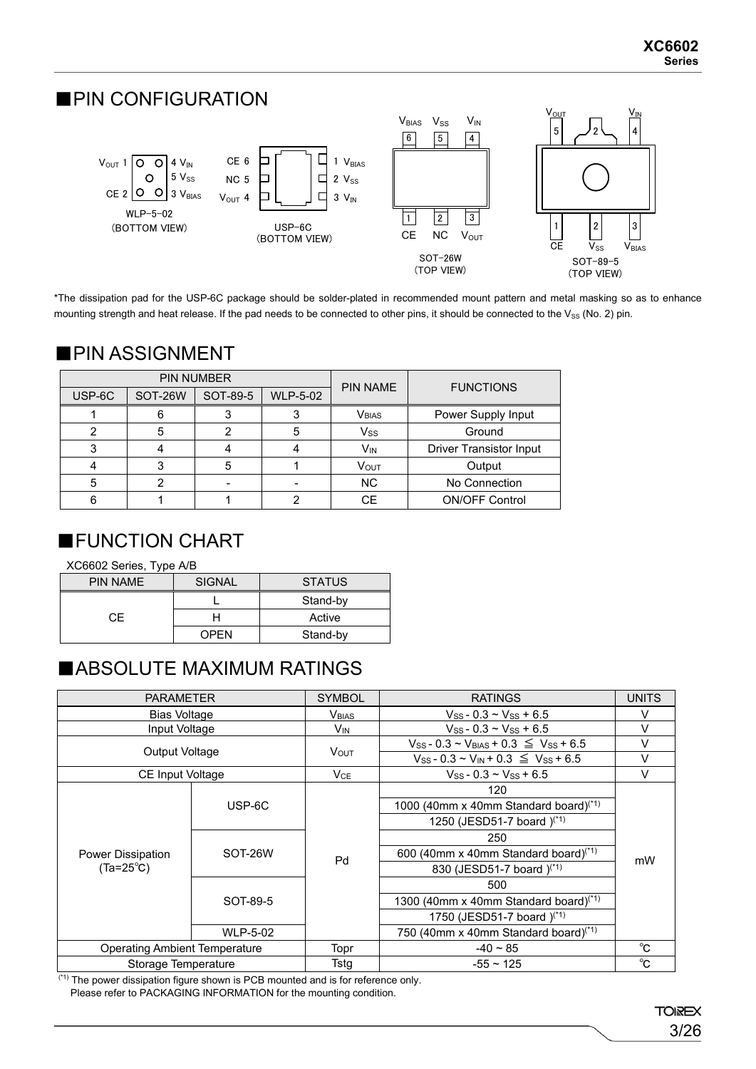## ■PIN CONFIGURATION

$V_{OUT}$ 1　4 $V_{IN}$
5 $V_{SS}$
CE 2　3 $V_{BIAS}$
WLP-5-02
(BOTTOM VIEW)

CE 6　1 $V_{BIAS}$
NC 5　2 $V_{SS}$
$V_{OUT}$ 4　3 $V_{IN}$
USP-6C
(BOTTOM VIEW)

$V_{BIAS}$ $V_{SS}$ $V_{IN}$
6 5 4
1 2 3
CE NC $V_{OUT}$
SOT-26W
(TOP VIEW)

$V_{OUT}$ $V_{IN}$
5 2 4
1 2 3
CE $V_{SS}$ $V_{BIAS}$
SOT-89-5
(TOP VIEW)

*The dissipation pad for the USP-6C package should be solder-plated in recommended mount pattern and metal masking so as to enhance mounting strength and heat release. If the pad needs to be connected to other pins, it should be connected to the $V_{SS}$ (No. 2) pin.

## ■PIN ASSIGNMENT

| PIN NUMBER | | | | PIN NAME | FUNCTIONS |
|---|---|---|---|---|---|
| USP-6C | SOT-26W | SOT-89-5 | WLP-5-02 | | |
| 1 | 6 | 3 | 3 | $V_{BIAS}$ | Power Supply Input |
| 2 | 5 | 2 | 5 | $V_{SS}$ | Ground |
| 3 | 4 | 4 | 4 | $V_{IN}$ | Driver Transistor Input |
| 4 | 3 | 5 | 1 | $V_{OUT}$ | Output |
| 5 | 2 | - | - | NC | No Connection |
| 6 | 1 | 1 | 2 | CE | ON/OFF Control |

## ■FUNCTION CHART

XC6602 Series, Type A/B

| PIN NAME | SIGNAL | STATUS |
|---|---|---|
| CE | L | Stand-by |
| | H | Active |
| | OPEN | Stand-by |

## ■ABSOLUTE MAXIMUM RATINGS

| PARAMETER | | SYMBOL | RATINGS | UNITS |
|---|---|---|---|---|
| Bias Voltage | | $V_{BIAS}$ | $V_{SS}$ - 0.3 ~ $V_{SS}$ + 6.5 | V |
| Input Voltage | | $V_{IN}$ | $V_{SS}$ - 0.3 ~ $V_{SS}$ + 6.5 | V |
| Output Voltage | | $V_{OUT}$ | $V_{SS}$ - 0.3 ~ $V_{BIAS}$ + 0.3 ≦ $V_{SS}$ + 6.5 | V |
| | | | $V_{SS}$ - 0.3 ~ $V_{IN}$ + 0.3 ≦ $V_{SS}$ + 6.5 | V |
| CE Input Voltage | | $V_{CE}$ | $V_{SS}$ - 0.3 ~ $V_{SS}$ + 6.5 | V |
| Power Dissipation (Ta=25℃) | USP-6C | Pd | 120 | mW |
| | | | 1000 (40mm x 40mm Standard board)(*1) | |
| | | | 1250 (JESD51-7 board )(*1) | |
| | SOT-26W | | 250 | |
| | | | 600 (40mm x 40mm Standard board)(*1) | |
| | | | 830 (JESD51-7 board )(*1) | |
| | SOT-89-5 | | 500 | |
| | | | 1300 (40mm x 40mm Standard board)(*1) | |
| | | | 1750 (JESD51-7 board )(*1) | |
| | WLP-5-02 | | 750 (40mm x 40mm Standard board)(*1) | |
| Operating Ambient Temperature | | Topr | -40 ~ 85 | ℃ |
| Storage Temperature | | Tstg | -55 ~ 125 | ℃ |

(*1) The power dissipation figure shown is PCB mounted and is for reference only.
Please refer to PACKAGING INFORMATION for the mounting condition.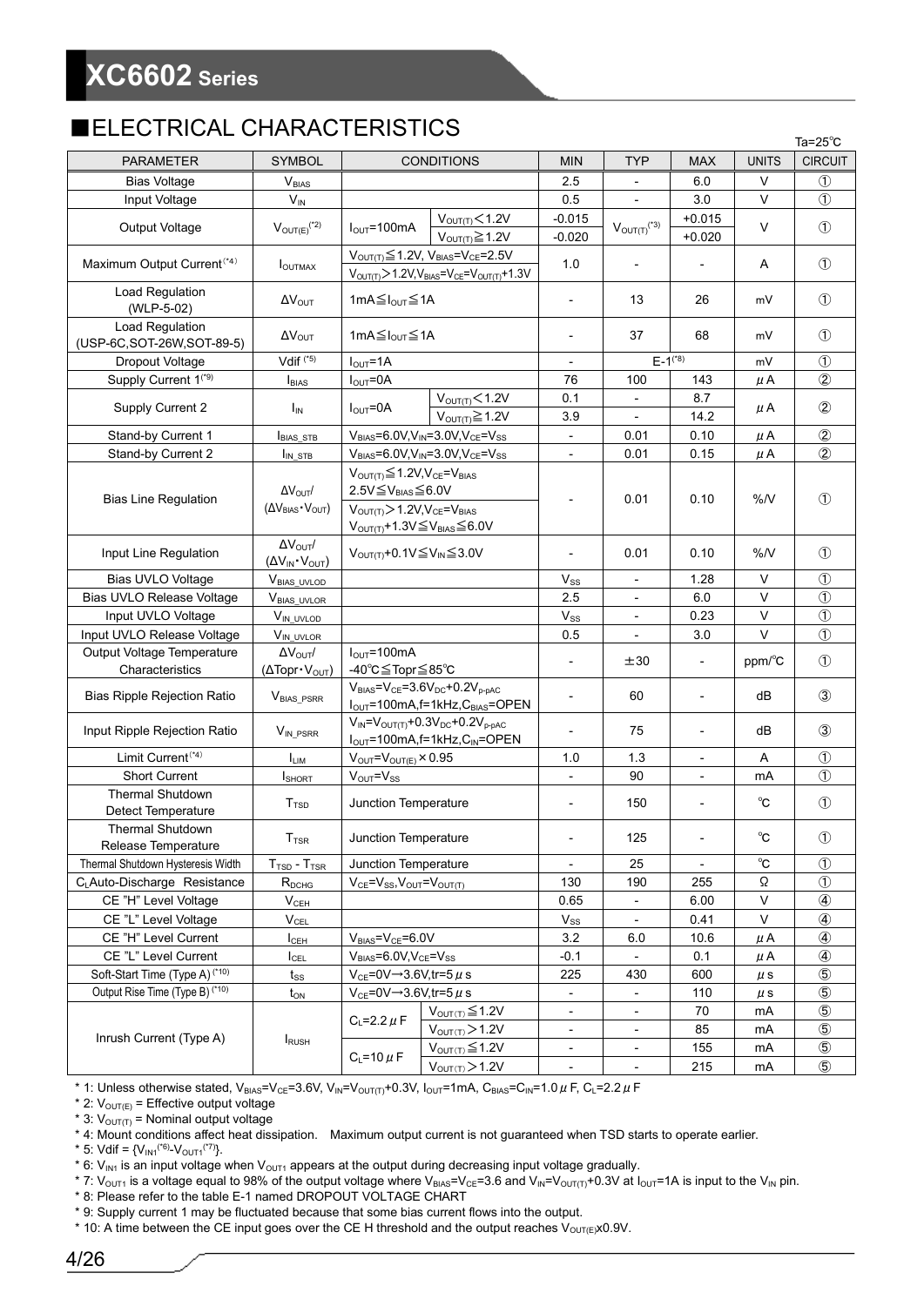## ■ELECTRICAL CHARACTERISTICS

Ta=25℃

| PARAMETER | SYMBOL | CONDITIONS | | MIN | TYP | MAX | UNITS | CIRCUIT |
|---|---|---|---|---|---|---|---|---|
| Bias Voltage | $V_{BIAS}$ | | | 2.5 | - | 6.0 | V | ① |
| Input Voltage | $V_{IN}$ | | | 0.5 | - | 3.0 | V | ① |
| Output Voltage | $V_{OUT(E)}$ (*2) | $I_{OUT}$=100mA | $V_{OUT(T)}<1.2V$ | -0.015 | $V_{OUT(T)}$ (*3) | +0.015 | V | ① |
| | | | $V_{OUT(T)}\geqq 1.2V$ | -0.020 | | +0.020 | | |
| Maximum Output Current (*4) | $I_{OUTMAX}$ | $V_{OUT(T)}\leqq 1.2V$, $V_{BIAS}=V_{CE}$=2.5V<br>$V_{OUT(T)}>1.2V$, $V_{BIAS}=V_{CE}=V_{OUT(T)}$+1.3V | | 1.0 | - | - | A | ① |
| Load Regulation (WLP-5-02) | $\Delta V_{OUT}$ | 1mA≦$I_{OUT}$≦1A | | - | 13 | 26 | mV | ① |
| Load Regulation (USP-6C,SOT-26W,SOT-89-5) | $\Delta V_{OUT}$ | 1mA≦$I_{OUT}$≦1A | | - | 37 | 68 | mV | ① |
| Dropout Voltage | Vdif (*5) | $I_{OUT}$=1A | | - | E-1 (*8) | | mV | ① |
| Supply Current 1 (*9) | $I_{BIAS}$ | $I_{OUT}$=0A | | 76 | 100 | 143 | μA | ② |
| Supply Current 2 | $I_{IN}$ | $I_{OUT}$=0A | $V_{OUT(T)}<1.2V$ | 0.1 | - | 8.7 | μA | ② |
| | | | $V_{OUT(T)}\geqq 1.2V$ | 3.9 | - | 14.2 | | |
| Stand-by Current 1 | $I_{BIAS\_STB}$ | $V_{BIAS}$=6.0V, $V_{IN}$=3.0V, $V_{CE}=V_{SS}$ | | - | 0.01 | 0.10 | μA | ② |
| Stand-by Current 2 | $I_{IN\_STB}$ | $V_{BIAS}$=6.0V, $V_{IN}$=3.0V, $V_{CE}=V_{SS}$ | | - | 0.01 | 0.15 | μA | ② |
| Bias Line Regulation | $\Delta V_{OUT}/(\Delta V_{BIAS}\cdot V_{OUT})$ | $V_{OUT(T)}\leqq 1.2V$, $V_{CE}=V_{BIAS}$<br>2.5V≦$V_{BIAS}$≦6.0V<br>$V_{OUT(T)}>1.2V$, $V_{CE}=V_{BIAS}$<br>$V_{OUT(T)}$+1.3V≦$V_{BIAS}$≦6.0V | | - | 0.01 | 0.10 | %/V | ① |
| Input Line Regulation | $\Delta V_{OUT}/(\Delta V_{IN}\cdot V_{OUT})$ | $V_{OUT(T)}$+0.1V≦$V_{IN}$≦3.0V | | - | 0.01 | 0.10 | %/V | ① |
| Bias UVLO Voltage | $V_{BIAS\_UVLOD}$ | | | $V_{SS}$ | - | 1.28 | V | ① |
| Bias UVLO Release Voltage | $V_{BIAS\_UVLOR}$ | | | 2.5 | - | 6.0 | V | ① |
| Input UVLO Voltage | $V_{IN\_UVLOD}$ | | | $V_{SS}$ | - | 0.23 | V | ① |
| Input UVLO Release Voltage | $V_{IN\_UVLOR}$ | | | 0.5 | - | 3.0 | V | ① |
| Output Voltage Temperature Characteristics | $\Delta V_{OUT}/(\Delta Topr\cdot V_{OUT})$ | $I_{OUT}$=100mA<br>-40℃≦Topr≦85℃ | | - | ±30 | - | ppm/℃ | ① |
| Bias Ripple Rejection Ratio | $V_{BIAS\_PSRR}$ | $V_{BIAS}=V_{CE}$=3.6$V_{DC}$+0.2$V_{p\text{-}pAC}$<br>$I_{OUT}$=100mA, f=1kHz, $C_{BIAS}$=OPEN | | - | 60 | - | dB | ③ |
| Input Ripple Rejection Ratio | $V_{IN\_PSRR}$ | $V_{IN}=V_{OUT(T)}$+0.3$V_{DC}$+0.2$V_{p\text{-}pAC}$<br>$I_{OUT}$=100mA, f=1kHz, $C_{IN}$=OPEN | | - | 75 | - | dB | ③ |
| Limit Current (*4) | $I_{LIM}$ | $V_{OUT}=V_{OUT(E)}\times 0.95$ | | 1.0 | 1.3 | - | A | ① |
| Short Current | $I_{SHORT}$ | $V_{OUT}=V_{SS}$ | | - | 90 | - | mA | ① |
| Thermal Shutdown Detect Temperature | $T_{TSD}$ | Junction Temperature | | - | 150 | - | ℃ | ① |
| Thermal Shutdown Release Temperature | $T_{TSR}$ | Junction Temperature | | - | 125 | - | ℃ | ① |
| Thermal Shutdown Hysteresis Width | $T_{TSD}$ - $T_{TSR}$ | Junction Temperature | | - | 25 | - | ℃ | ① |
| $C_L$ Auto-Discharge Resistance | $R_{DCHG}$ | $V_{CE}=V_{SS}$, $V_{OUT}=V_{OUT(T)}$ | | 130 | 190 | 255 | Ω | ① |
| CE "H" Level Voltage | $V_{CEH}$ | | | 0.65 | - | 6.00 | V | ④ |
| CE "L" Level Voltage | $V_{CEL}$ | | | $V_{SS}$ | - | 0.41 | V | ④ |
| CE "H" Level Current | $I_{CEH}$ | $V_{BIAS}=V_{CE}$=6.0V | | 3.2 | 6.0 | 10.6 | μA | ④ |
| CE "L" Level Current | $I_{CEL}$ | $V_{BIAS}$=6.0V, $V_{CE}=V_{SS}$ | | -0.1 | - | 0.1 | μA | ④ |
| Soft-Start Time (Type A) (*10) | $t_{SS}$ | $V_{CE}$=0V→3.6V, tr=5μs | | 225 | 430 | 600 | μs | ⑤ |
| Output Rise Time (Type B) (*10) | $t_{ON}$ | $V_{CE}$=0V→3.6V, tr=5μs | | - | - | 110 | μs | ⑤ |
| Inrush Current (Type A) | $I_{RUSH}$ | $C_L$=2.2μF | $V_{OUT(T)}\leqq 1.2V$ | - | - | 70 | mA | ⑤ |
| | | | $V_{OUT(T)}>1.2V$ | - | - | 85 | mA | ⑤ |
| | | $C_L$=10μF | $V_{OUT(T)}\leqq 1.2V$ | - | - | 155 | mA | ⑤ |
| | | | $V_{OUT(T)}>1.2V$ | - | - | 215 | mA | ⑤ |

* 1: Unless otherwise stated, $V_{BIAS}=V_{CE}$=3.6V, $V_{IN}=V_{OUT(T)}$+0.3V, $I_{OUT}$=1mA, $C_{BIAS}=C_{IN}$=1.0μF, $C_L$=2.2μF
* 2: $V_{OUT(E)}$ = Effective output voltage
* 3: $V_{OUT(T)}$ = Nominal output voltage
* 4: Mount conditions affect heat dissipation. Maximum output current is not guaranteed when TSD starts to operate earlier.
* 5: Vdif = {$V_{IN1}$ (*6) - $V_{OUT1}$ (*7)}.
* 6: $V_{IN1}$ is an input voltage when $V_{OUT1}$ appears at the output during decreasing input voltage gradually.
* 7: $V_{OUT1}$ is a voltage equal to 98% of the output voltage where $V_{BIAS}=V_{CE}$=3.6 and $V_{IN}=V_{OUT(T)}$+0.3V at $I_{OUT}$=1A is input to the $V_{IN}$ pin.
* 8: Please refer to the table E-1 named DROPOUT VOLTAGE CHART
* 9: Supply current 1 may be fluctuated because that some bias current flows into the output.
* 10: A time between the CE input goes over the CE H threshold and the output reaches $V_{OUT(E)}$x0.9V.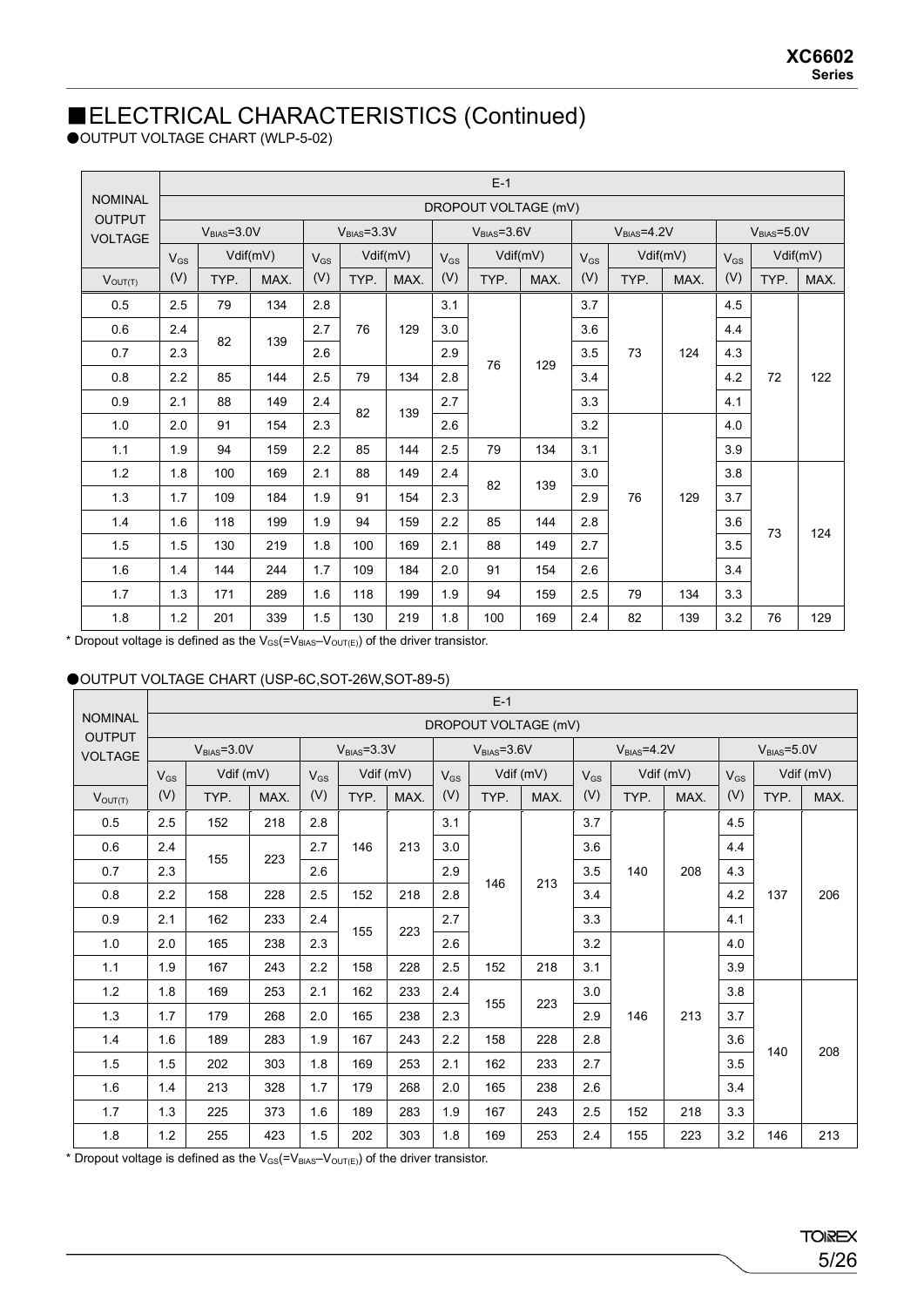## ■ELECTRICAL CHARACTERISTICS (Continued)

●OUTPUT VOLTAGE CHART (WLP-5-02)

| NOMINAL OUTPUT VOLTAGE | E-1 DROPOUT VOLTAGE (mV) | | | | | | | | | | | | | | |
|---|---|---|---|---|---|---|---|---|---|---|---|---|---|---|---|
| | $V_{BIAS}$=3.0V | | | $V_{BIAS}$=3.3V | | | $V_{BIAS}$=3.6V | | | $V_{BIAS}$=4.2V | | | $V_{BIAS}$=5.0V | | |
| | $V_{GS}$ | Vdif(mV) | | $V_{GS}$ | Vdif(mV) | | $V_{GS}$ | Vdif(mV) | | $V_{GS}$ | Vdif(mV) | | $V_{GS}$ | Vdif(mV) | |
| $V_{OUT(T)}$ | (V) | TYP. | MAX. | (V) | TYP. | MAX. | (V) | TYP. | MAX. | (V) | TYP. | MAX. | (V) | TYP. | MAX. |
| 0.5 | 2.5 | 79 | 134 | 2.8 | 76 | 129 | 3.1 | 76 | 129 | 3.7 | 73 | 124 | 4.5 | 72 | 122 |
| 0.6 | 2.4 | 82 | 139 | 2.7 | 76 | 129 | 3.0 | 76 | 129 | 3.6 | 73 | 124 | 4.4 | 72 | 122 |
| 0.7 | 2.3 | 82 | 139 | 2.6 | 76 | 129 | 2.9 | 76 | 129 | 3.5 | 73 | 124 | 4.3 | 72 | 122 |
| 0.8 | 2.2 | 85 | 144 | 2.5 | 79 | 134 | 2.8 | 76 | 129 | 3.4 | 73 | 124 | 4.2 | 72 | 122 |
| 0.9 | 2.1 | 88 | 149 | 2.4 | 82 | 139 | 2.7 | 76 | 129 | 3.3 | 73 | 124 | 4.1 | 72 | 122 |
| 1.0 | 2.0 | 91 | 154 | 2.3 | 82 | 139 | 2.6 | 76 | 129 | 3.2 | 76 | 129 | 4.0 | 72 | 122 |
| 1.1 | 1.9 | 94 | 159 | 2.2 | 85 | 144 | 2.5 | 79 | 134 | 3.1 | 76 | 129 | 3.9 | 72 | 122 |
| 1.2 | 1.8 | 100 | 169 | 2.1 | 88 | 149 | 2.4 | 82 | 139 | 3.0 | 76 | 129 | 3.8 | 73 | 124 |
| 1.3 | 1.7 | 109 | 184 | 1.9 | 91 | 154 | 2.3 | 82 | 139 | 2.9 | 76 | 129 | 3.7 | 73 | 124 |
| 1.4 | 1.6 | 118 | 199 | 1.9 | 94 | 159 | 2.2 | 85 | 144 | 2.8 | 76 | 129 | 3.6 | 73 | 124 |
| 1.5 | 1.5 | 130 | 219 | 1.8 | 100 | 169 | 2.1 | 88 | 149 | 2.7 | 76 | 129 | 3.5 | 73 | 124 |
| 1.6 | 1.4 | 144 | 244 | 1.7 | 109 | 184 | 2.0 | 91 | 154 | 2.6 | 76 | 129 | 3.4 | 73 | 124 |
| 1.7 | 1.3 | 171 | 289 | 1.6 | 118 | 199 | 1.9 | 94 | 159 | 2.5 | 79 | 134 | 3.3 | 73 | 124 |
| 1.8 | 1.2 | 201 | 339 | 1.5 | 130 | 219 | 1.8 | 100 | 169 | 2.4 | 82 | 139 | 3.2 | 76 | 129 |

\* Dropout voltage is defined as the $V_{GS}$(=$V_{BIAS}$–$V_{OUT(E)}$) of the driver transistor.

●OUTPUT VOLTAGE CHART (USP-6C,SOT-26W,SOT-89-5)

| NOMINAL OUTPUT VOLTAGE | E-1 DROPOUT VOLTAGE (mV) | | | | | | | | | | | | | | |
|---|---|---|---|---|---|---|---|---|---|---|---|---|---|---|---|
| | $V_{BIAS}$=3.0V | | | $V_{BIAS}$=3.3V | | | $V_{BIAS}$=3.6V | | | $V_{BIAS}$=4.2V | | | $V_{BIAS}$=5.0V | | |
| | $V_{GS}$ | Vdif (mV) | | $V_{GS}$ | Vdif (mV) | | $V_{GS}$ | Vdif (mV) | | $V_{GS}$ | Vdif (mV) | | $V_{GS}$ | Vdif (mV) | |
| $V_{OUT(T)}$ | (V) | TYP. | MAX. | (V) | TYP. | MAX. | (V) | TYP. | MAX. | (V) | TYP. | MAX. | (V) | TYP. | MAX. |
| 0.5 | 2.5 | 152 | 218 | 2.8 | 146 | 213 | 3.1 | 146 | 213 | 3.7 | 140 | 208 | 4.5 | 137 | 206 |
| 0.6 | 2.4 | 155 | 223 | 2.7 | 146 | 213 | 3.0 | 146 | 213 | 3.6 | 140 | 208 | 4.4 | 137 | 206 |
| 0.7 | 2.3 | 155 | 223 | 2.6 | 146 | 213 | 2.9 | 146 | 213 | 3.5 | 140 | 208 | 4.3 | 137 | 206 |
| 0.8 | 2.2 | 158 | 228 | 2.5 | 152 | 218 | 2.8 | 146 | 213 | 3.4 | 140 | 208 | 4.2 | 137 | 206 |
| 0.9 | 2.1 | 162 | 233 | 2.4 | 155 | 223 | 2.7 | 146 | 213 | 3.3 | 140 | 208 | 4.1 | 137 | 206 |
| 1.0 | 2.0 | 165 | 238 | 2.3 | 155 | 223 | 2.6 | 146 | 213 | 3.2 | 146 | 213 | 4.0 | 137 | 206 |
| 1.1 | 1.9 | 167 | 243 | 2.2 | 158 | 228 | 2.5 | 152 | 218 | 3.1 | 146 | 213 | 3.9 | 137 | 206 |
| 1.2 | 1.8 | 169 | 253 | 2.1 | 162 | 233 | 2.4 | 155 | 223 | 3.0 | 146 | 213 | 3.8 | 140 | 208 |
| 1.3 | 1.7 | 179 | 268 | 2.0 | 165 | 238 | 2.3 | 155 | 223 | 2.9 | 146 | 213 | 3.7 | 140 | 208 |
| 1.4 | 1.6 | 189 | 283 | 1.9 | 167 | 243 | 2.2 | 158 | 228 | 2.8 | 146 | 213 | 3.6 | 140 | 208 |
| 1.5 | 1.5 | 202 | 303 | 1.8 | 169 | 253 | 2.1 | 162 | 233 | 2.7 | 146 | 213 | 3.5 | 140 | 208 |
| 1.6 | 1.4 | 213 | 328 | 1.7 | 179 | 268 | 2.0 | 165 | 238 | 2.6 | 146 | 213 | 3.4 | 140 | 208 |
| 1.7 | 1.3 | 225 | 373 | 1.6 | 189 | 283 | 1.9 | 167 | 243 | 2.5 | 152 | 218 | 3.3 | 140 | 208 |
| 1.8 | 1.2 | 255 | 423 | 1.5 | 202 | 303 | 1.8 | 169 | 253 | 2.4 | 155 | 223 | 3.2 | 146 | 213 |

\* Dropout voltage is defined as the $V_{GS}$(=$V_{BIAS}$–$V_{OUT(E)}$) of the driver transistor.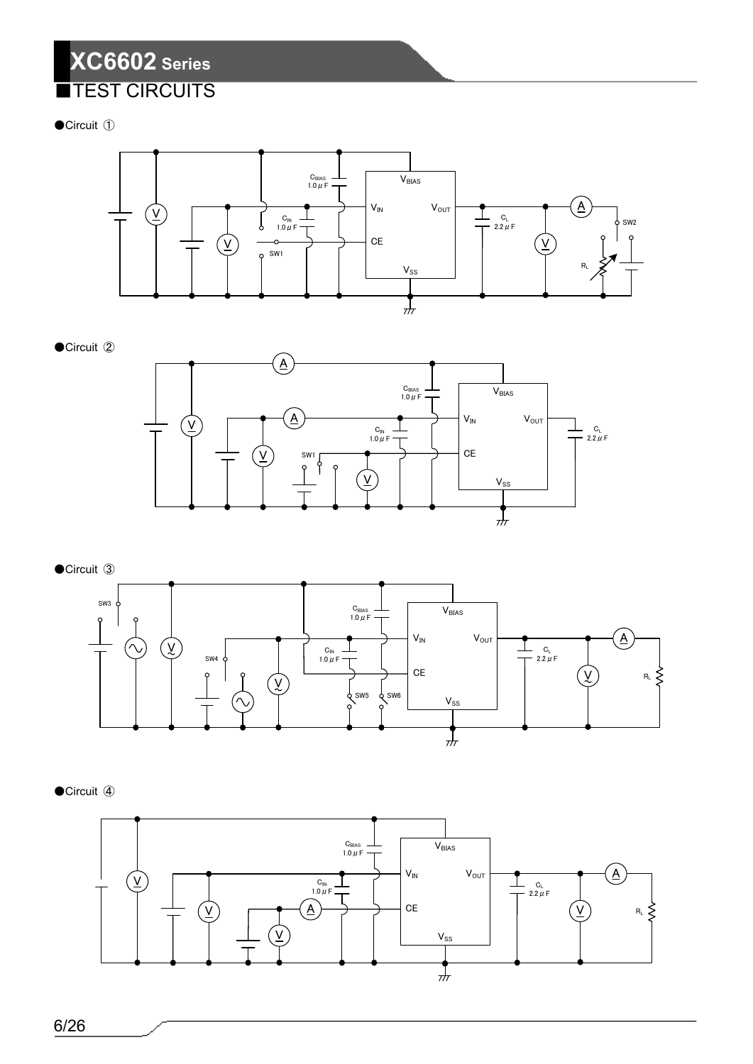## ■TEST CIRCUITS

●Circuit ①

$C_{BIAS}$ 1.0 μF

$V_{BIAS}$

$V_{IN}$

$V_{OUT}$

$C_{IN}$ 1.0 μF

CE

SW1

$V_{SS}$

$C_L$ 2.2 μF

SW2

$R_L$

●Circuit ②

$C_{BIAS}$ 1.0 μF

$V_{BIAS}$

$V_{IN}$

$V_{OUT}$

$C_{IN}$ 1.0 μF

$C_L$ 2.2 μF

SW1

CE

$V_{SS}$

●Circuit ③

SW3

$C_{BIAS}$ 1.0 μF

$V_{BIAS}$

$V_{IN}$

$V_{OUT}$

SW4

$C_{IN}$ 1.0 μF

$C_L$ 2.2 μF

CE

$R_L$

SW5

SW6

$V_{SS}$

●Circuit ④

$C_{BIAS}$ 1.0 μF

$V_{BIAS}$

$V_{IN}$

$V_{OUT}$

$C_{IN}$ 1.0 μF

$C_L$ 2.2 μF

CE

$R_L$

$V_{SS}$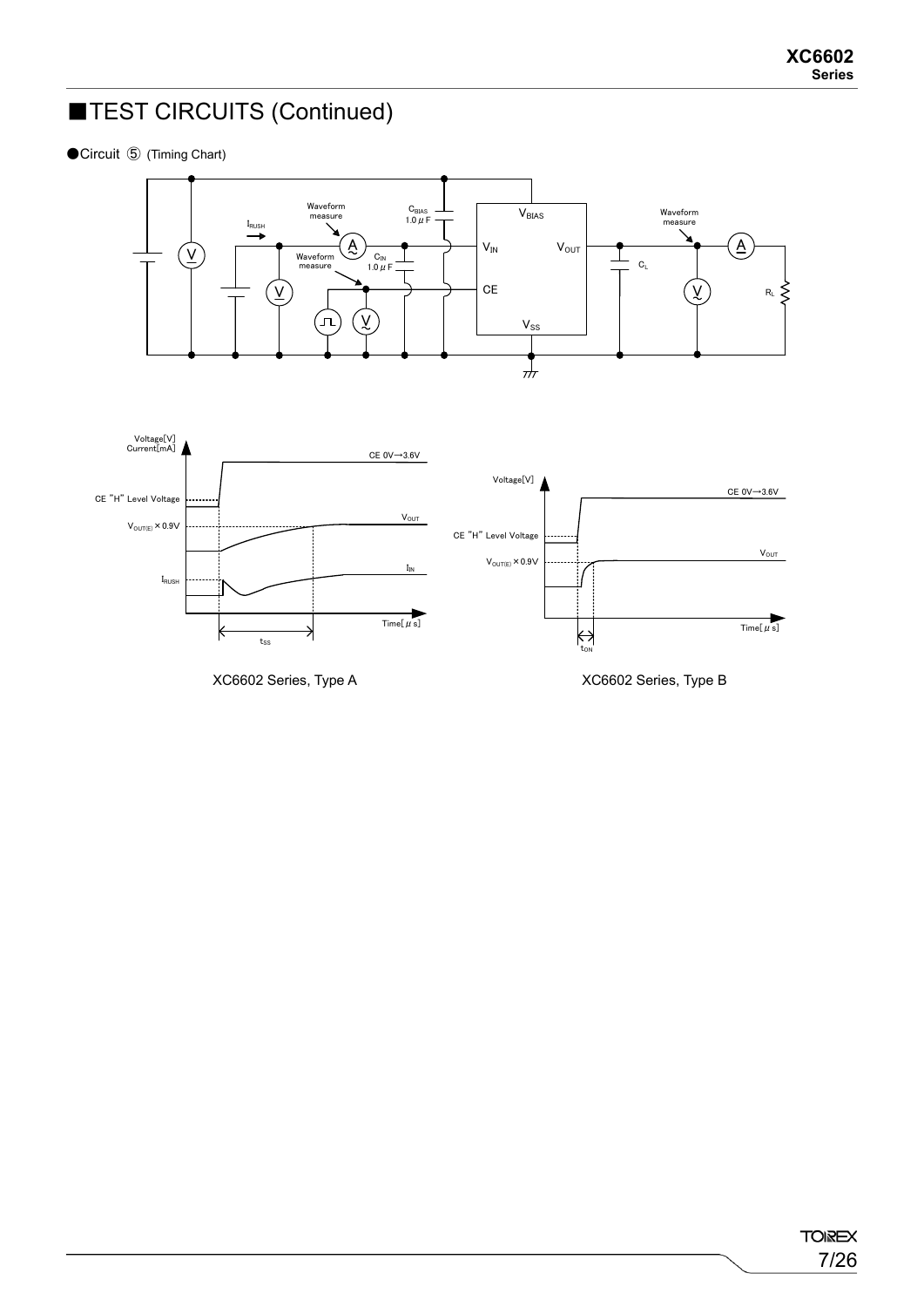## ■TEST CIRCUITS (Continued)

●Circuit ⑤ (Timing Chart)

Waveform measure

$C_{BIAS}$ 1.0 μF

$V_{BIAS}$

Waveform measure

$I_{RUSH}$

A

V

Waveform measure

$C_{IN}$ 1.0 μF

$V_{IN}$

$V_{OUT}$

$C_L$

A

V

CE

V

$R_L$

V

$V_{SS}$

Voltage[V]
Current[mA]

CE 0V→3.6V

CE "H" Level Voltage

$V_{OUT(E)}$ × 0.9V

$V_{OUT}$

$I_{RUSH}$

$I_{IN}$

Time[μs]

$t_{SS}$

XC6602 Series, Type A

Voltage[V]

CE 0V→3.6V

CE "H" Level Voltage

$V_{OUT(E)}$ × 0.9V

$V_{OUT}$

Time[μs]

$t_{ON}$

XC6602 Series, Type B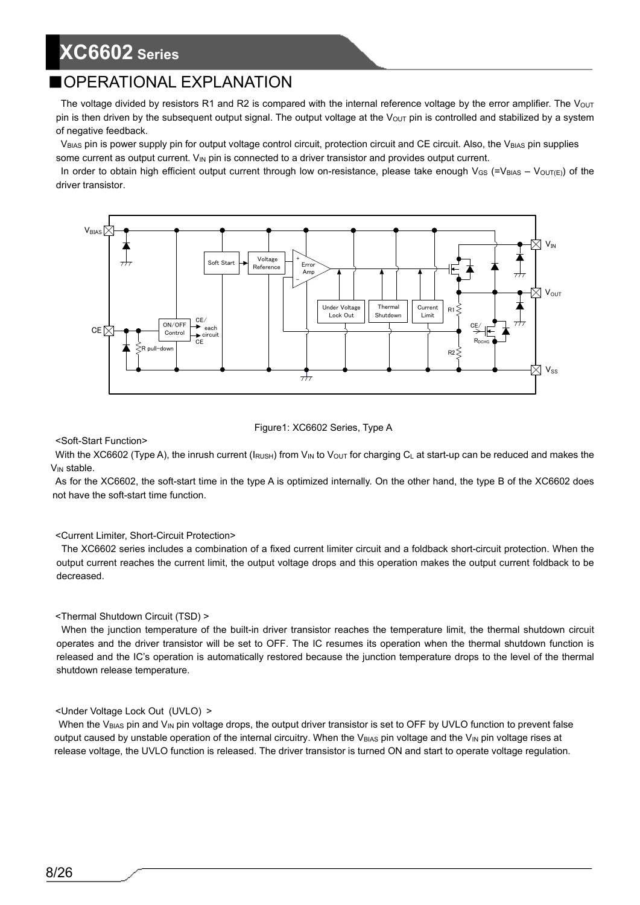## ■OPERATIONAL EXPLANATION

The voltage divided by resistors R1 and R2 is compared with the internal reference voltage by the error amplifier. The $V_{OUT}$ pin is then driven by the subsequent output signal. The output voltage at the $V_{OUT}$ pin is controlled and stabilized by a system of negative feedback.

$V_{BIAS}$ pin is power supply pin for output voltage control circuit, protection circuit and CE circuit. Also, the $V_{BIAS}$ pin supplies some current as output current. $V_{IN}$ pin is connected to a driver transistor and provides output current.

In order to obtain high efficient output current through low on-resistance, please take enough $V_{GS}$ (=$V_{BIAS}$ – $V_{OUT(E)}$) of the driver transistor.

$V_{BIAS}$

$V_{IN}$

$V_{OUT}$

$V_{SS}$

CE

Soft Start

Voltage Reference

Error Amp

ON/OFF Control

CE/ each circuit CE

R pull-down

Under Voltage Lock Out

Thermal Shutdown

Current Limit

R1

R2

CE/

$R_{DCHG}$

Figure1: XC6602 Series, Type A

<Soft-Start Function>

With the XC6602 (Type A), the inrush current ($I_{RUSH}$) from $V_{IN}$ to $V_{OUT}$ for charging $C_L$ at start-up can be reduced and makes the $V_{IN}$ stable.

As for the XC6602, the soft-start time in the type A is optimized internally. On the other hand, the type B of the XC6602 does not have the soft-start time function.

<Current Limiter, Short-Circuit Protection>

The XC6602 series includes a combination of a fixed current limiter circuit and a foldback short-circuit protection. When the output current reaches the current limit, the output voltage drops and this operation makes the output current foldback to be decreased.

<Thermal Shutdown Circuit (TSD) >

When the junction temperature of the built-in driver transistor reaches the temperature limit, the thermal shutdown circuit operates and the driver transistor will be set to OFF. The IC resumes its operation when the thermal shutdown function is released and the IC's operation is automatically restored because the junction temperature drops to the level of the thermal shutdown release temperature.

<Under Voltage Lock Out (UVLO) >

When the $V_{BIAS}$ pin and $V_{IN}$ pin voltage drops, the output driver transistor is set to OFF by UVLO function to prevent false output caused by unstable operation of the internal circuitry. When the $V_{BIAS}$ pin voltage and the $V_{IN}$ pin voltage rises at release voltage, the UVLO function is released. The driver transistor is turned ON and start to operate voltage regulation.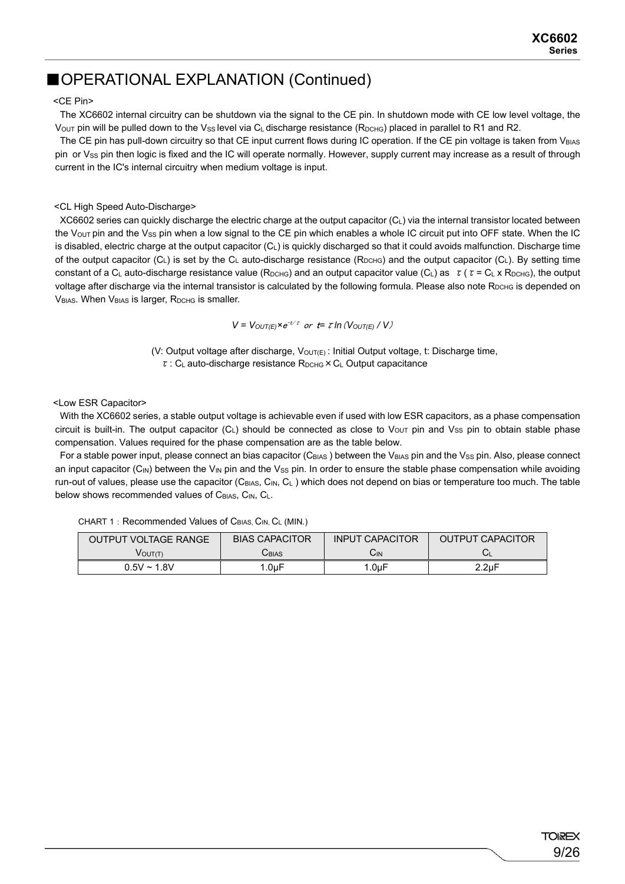## ■OPERATIONAL EXPLANATION (Continued)

<CE Pin>

The XC6602 internal circuitry can be shutdown via the signal to the CE pin. In shutdown mode with CE low level voltage, the $V_{OUT}$ pin will be pulled down to the $V_{SS}$ level via $C_L$ discharge resistance ($R_{DCHG}$) placed in parallel to R1 and R2.

The CE pin has pull-down circuitry so that CE input current flows during IC operation. If the CE pin voltage is taken from $V_{BIAS}$ pin or $V_{SS}$ pin then logic is fixed and the IC will operate normally. However, supply current may increase as a result of through current in the IC's internal circuitry when medium voltage is input.

<CL High Speed Auto-Discharge>

XC6602 series can quickly discharge the electric charge at the output capacitor ($C_L$) via the internal transistor located between the $V_{OUT}$ pin and the $V_{SS}$ pin when a low signal to the CE pin which enables a whole IC circuit put into OFF state. When the IC is disabled, electric charge at the output capacitor ($C_L$) is quickly discharged so that it could avoids malfunction. Discharge time of the output capacitor ($C_L$) is set by the $C_L$ auto-discharge resistance ($R_{DCHG}$) and the output capacitor ($C_L$). By setting time constant of a $C_L$ auto-discharge resistance value ($R_{DCHG}$) and an output capacitor value ($C_L$) as $\tau$ ($\tau = C_L \times R_{DCHG}$), the output voltage after discharge via the internal transistor is calculated by the following formula. Please also note $R_{DCHG}$ is depended on $V_{BIAS}$. When $V_{BIAS}$ is larger, $R_{DCHG}$ is smaller.

$$V = V_{OUT(E)} \times e^{-t/\tau} \quad or \quad t = \tau \ln (V_{OUT(E)} / V)$$

(V: Output voltage after discharge, $V_{OUT(E)}$ : Initial Output voltage, t: Discharge time,
$\tau$ : $C_L$ auto-discharge resistance $R_{DCHG} \times C_L$ Output capacitance

<Low ESR Capacitor>

With the XC6602 series, a stable output voltage is achievable even if used with low ESR capacitors, as a phase compensation circuit is built-in. The output capacitor ($C_L$) should be connected as close to $V_{OUT}$ pin and $V_{SS}$ pin to obtain stable phase compensation. Values required for the phase compensation are as the table below.

For a stable power input, please connect an bias capacitor ($C_{BIAS}$) between the $V_{BIAS}$ pin and the $V_{SS}$ pin. Also, please connect an input capacitor ($C_{IN}$) between the $V_{IN}$ pin and the $V_{SS}$ pin. In order to ensure the stable phase compensation while avoiding run-out of values, please use the capacitor ($C_{BIAS}$, $C_{IN}$, $C_L$ ) which does not depend on bias or temperature too much. The table below shows recommended values of $C_{BIAS}$, $C_{IN}$, $C_L$.

CHART 1：Recommended Values of $C_{BIAS}$, $C_{IN}$, $C_L$ (MIN.)

| OUTPUT VOLTAGE RANGE $V_{OUT(T)}$ | BIAS CAPACITOR $C_{BIAS}$ | INPUT CAPACITOR $C_{IN}$ | OUTPUT CAPACITOR $C_L$ |
|---|---|---|---|
| 0.5V ~ 1.8V | 1.0μF | 1.0μF | 2.2μF |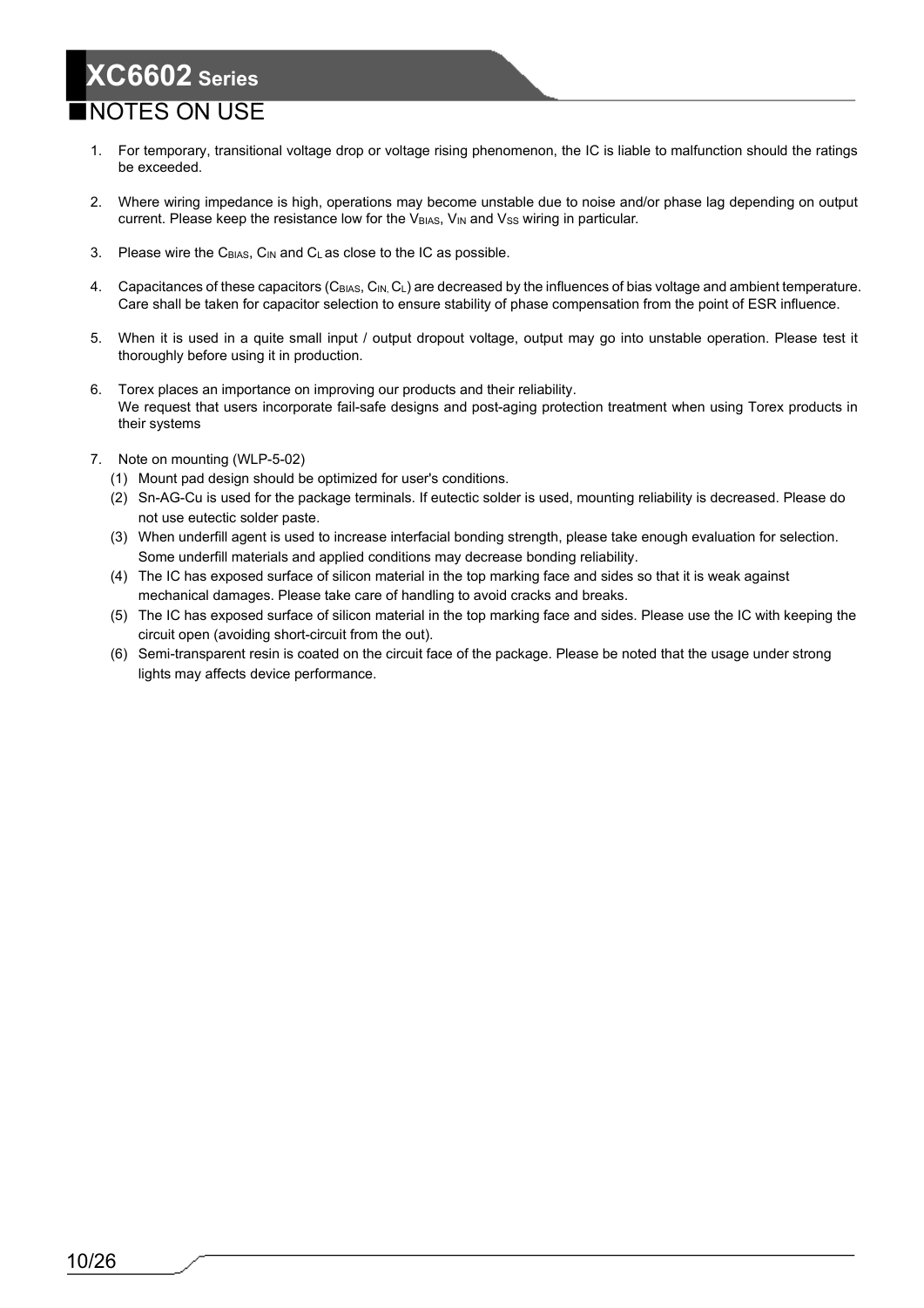## ■NOTES ON USE

1. For temporary, transitional voltage drop or voltage rising phenomenon, the IC is liable to malfunction should the ratings be exceeded.

2. Where wiring impedance is high, operations may become unstable due to noise and/or phase lag depending on output current. Please keep the resistance low for the $V_{BIAS}$, $V_{IN}$ and $V_{SS}$ wiring in particular.

3. Please wire the $C_{BIAS}$, $C_{IN}$ and $C_L$ as close to the IC as possible.

4. Capacitances of these capacitors ($C_{BIAS}$, $C_{IN,}$ $C_L$) are decreased by the influences of bias voltage and ambient temperature. Care shall be taken for capacitor selection to ensure stability of phase compensation from the point of ESR influence.

5. When it is used in a quite small input / output dropout voltage, output may go into unstable operation. Please test it thoroughly before using it in production.

6. Torex places an importance on improving our products and their reliability.
   We request that users incorporate fail-safe designs and post-aging protection treatment when using Torex products in their systems

7. Note on mounting (WLP-5-02)
   (1) Mount pad design should be optimized for user's conditions.
   (2) Sn-AG-Cu is used for the package terminals. If eutectic solder is used, mounting reliability is decreased. Please do not use eutectic solder paste.
   (3) When underfill agent is used to increase interfacial bonding strength, please take enough evaluation for selection. Some underfill materials and applied conditions may decrease bonding reliability.
   (4) The IC has exposed surface of silicon material in the top marking face and sides so that it is weak against mechanical damages. Please take care of handling to avoid cracks and breaks.
   (5) The IC has exposed surface of silicon material in the top marking face and sides. Please use the IC with keeping the circuit open (avoiding short-circuit from the out).
   (6) Semi-transparent resin is coated on the circuit face of the package. Please be noted that the usage under strong lights may affects device performance.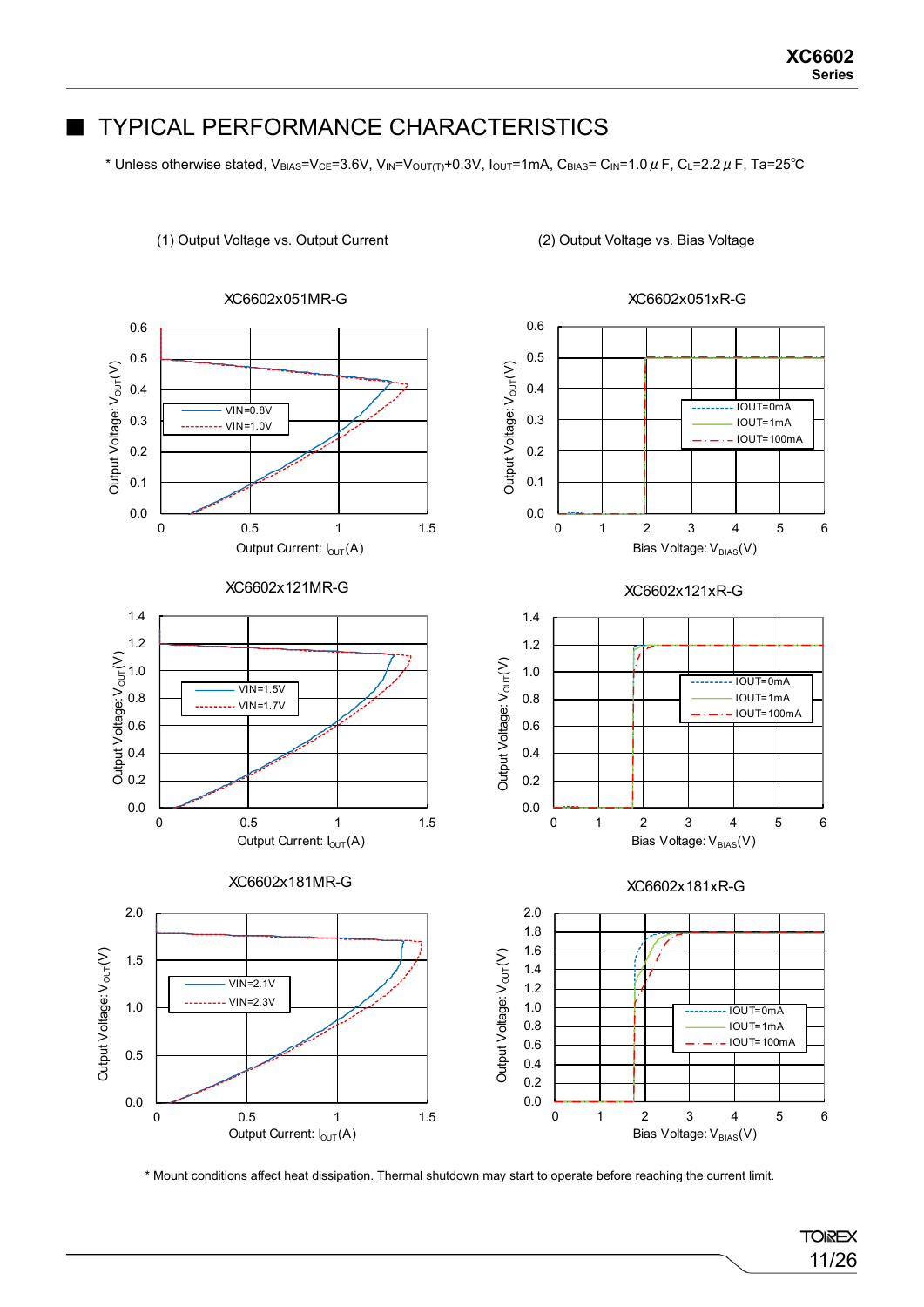## ■ TYPICAL PERFORMANCE CHARACTERISTICS

* Unless otherwise stated, $V_{BIAS}$=$V_{CE}$=3.6V, $V_{IN}$=$V_{OUT(T)}$+0.3V, $I_{OUT}$=1mA, $C_{BIAS}$= $C_{IN}$=1.0μF, $C_L$=2.2μF, Ta=25℃

(1) Output Voltage vs. Output Current

XC6602x051MR-G

Output Voltage: $V_{OUT}$(V)
0.0
0.1
0.2
0.3
0.4
0.5
0.6

Output Current: $I_{OUT}$(A)
0
0.5
1
1.5

VIN=0.8V
VIN=1.0V

XC6602x121MR-G

Output Voltage: $V_{OUT}$(V)
0.0
0.2
0.4
0.6
0.8
1.0
1.2
1.4

Output Current: $I_{OUT}$(A)
0
0.5
1
1.5

VIN=1.5V
VIN=1.7V

XC6602x181MR-G

Output Voltage: $V_{OUT}$(V)
0.0
0.5
1.0
1.5
2.0

Output Current: $I_{OUT}$(A)
0
0.5
1
1.5

VIN=2.1V
VIN=2.3V

(2) Output Voltage vs. Bias Voltage

XC6602x051xR-G

Output Voltage: $V_{OUT}$(V)
0.0
0.1
0.2
0.3
0.4
0.5
0.6

Bias Voltage: $V_{BIAS}$(V)
0
1
2
3
4
5
6

IOUT=0mA
IOUT=1mA
IOUT=100mA

XC6602x121xR-G

Output Voltage: $V_{OUT}$(V)
0.0
0.2
0.4
0.6
0.8
1.0
1.2
1.4

Bias Voltage: $V_{BIAS}$(V)
0
1
2
3
4
5
6

IOUT=0mA
IOUT=1mA
IOUT=100mA

XC6602x181xR-G

Output Voltage: $V_{OUT}$(V)
0.0
0.2
0.4
0.6
0.8
1.0
1.2
1.4
1.6
1.8
2.0

Bias Voltage: $V_{BIAS}$(V)
0
1
2
3
4
5
6

IOUT=0mA
IOUT=1mA
IOUT=100mA

* Mount conditions affect heat dissipation. Thermal shutdown may start to operate before reaching the current limit.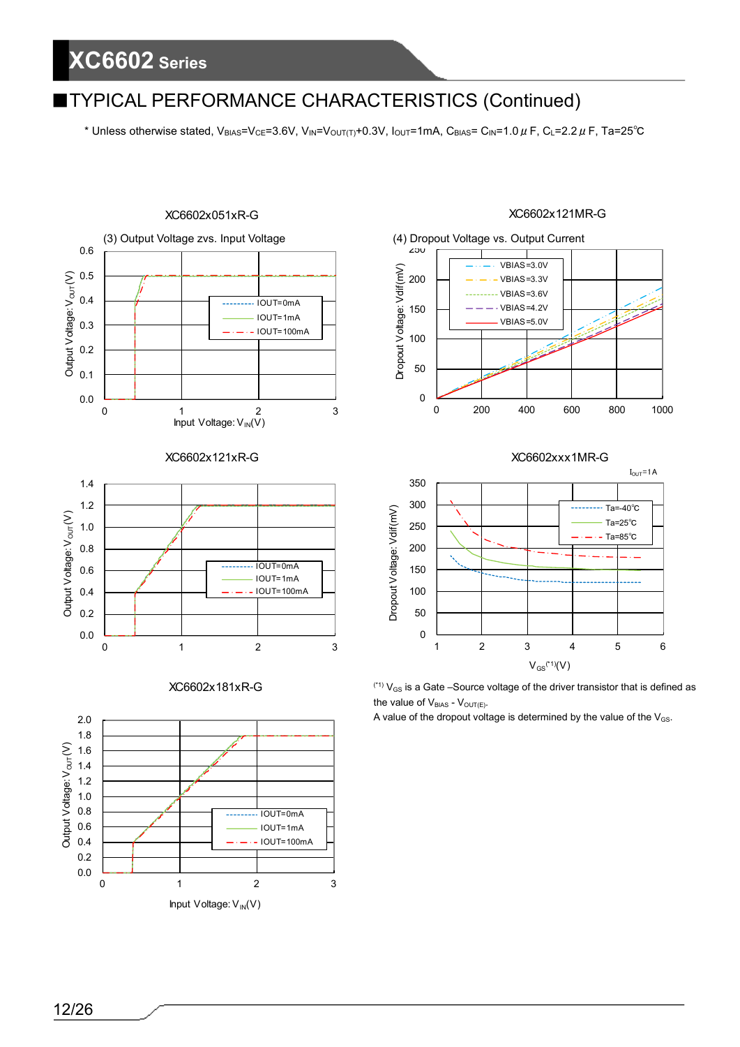## ■TYPICAL PERFORMANCE CHARACTERISTICS (Continued)

* Unless otherwise stated, $V_{BIAS}$=$V_{CE}$=3.6V, $V_{IN}$=$V_{OUT(T)}$+0.3V, $I_{OUT}$=1mA, $C_{BIAS}$= $C_{IN}$=1.0μF, $C_L$=2.2μF, Ta=25℃

(3) Output Voltage zvs. Input Voltage

XC6602x051xR-G

Output Voltage: $V_{OUT}$(V)
0.6
0.5
0.4
0.3
0.2
0.1
0.0
0 1 2 3
Input Voltage: $V_{IN}$(V)
IOUT=0mA
IOUT=1mA
IOUT=100mA

XC6602x121xR-G

Output Voltage: $V_{OUT}$(V)
1.4
1.2
1.0
0.8
0.6
0.4
0.2
0.0
0 1 2 3
IOUT=0mA
IOUT=1mA
IOUT=100mA

XC6602x181xR-G

Output Voltage: $V_{OUT}$(V)
2.0
1.8
1.6
1.4
1.2
1.0
0.8
0.6
0.4
0.2
0.0
0 1 2 3
Input Voltage: $V_{IN}$(V)
IOUT=0mA
IOUT=1mA
IOUT=100mA

(4) Dropout Voltage vs. Output Current

XC6602x121MR-G

Dropout Voltage: Vdif(mV)
250
200
150
100
50
0
0 200 400 600 800 1000
VBIAS=3.0V
VBIAS=3.3V
VBIAS=3.6V
VBIAS=4.2V
VBIAS=5.0V

XC6602xxx1MR-G

$I_{OUT}$=1A

Dropout Voltage: Vdif(mV)
350
300
250
200
150
100
50
0
1 2 3 4 5 6
$V_{GS}$(*1)(V)
Ta=-40℃
Ta=25℃
Ta=85℃

(*1) $V_{GS}$ is a Gate –Source voltage of the driver transistor that is defined as the value of $V_{BIAS}$ - $V_{OUT(E)}$.
A value of the dropout voltage is determined by the value of the $V_{GS}$.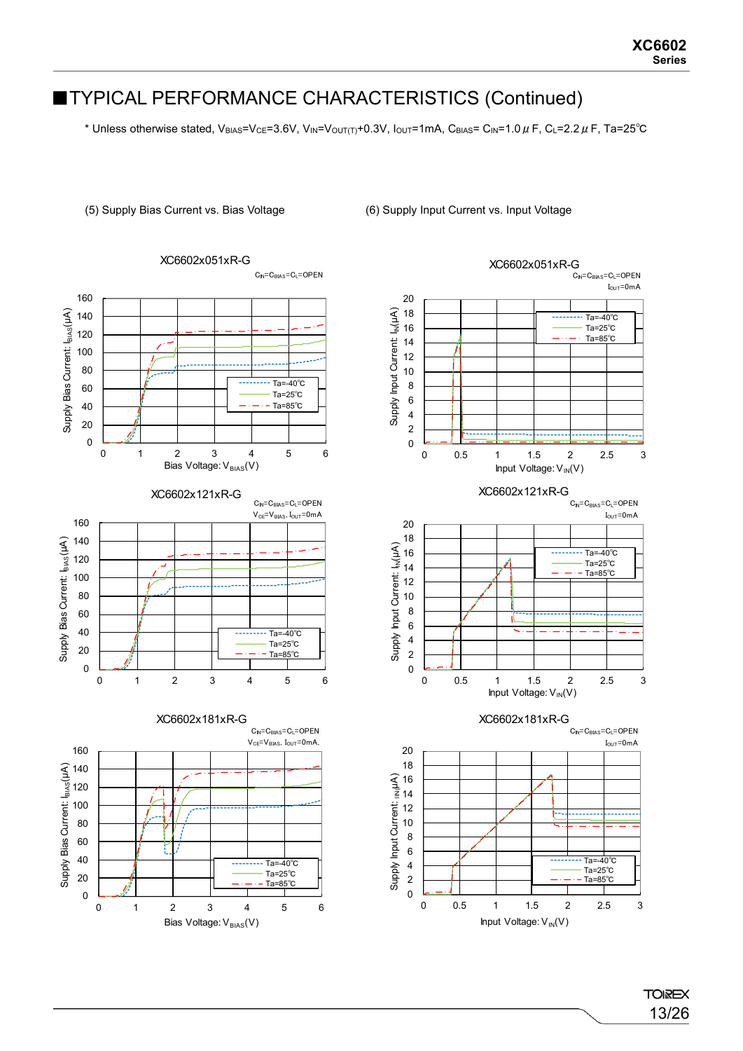# ■TYPICAL PERFORMANCE CHARACTERISTICS (Continued)

* Unless otherwise stated, $V_{BIAS}$=$V_{CE}$=3.6V, $V_{IN}$=$V_{OUT(T)}$+0.3V, $I_{OUT}$=1mA, $C_{BIAS}$= $C_{IN}$=1.0$\mu$F, $C_L$=2.2$\mu$F, Ta=25℃

(5) Supply Bias Current vs. Bias Voltage

XC6602x051xR-G

$C_{IN}$=$C_{BIAS}$=$C_L$=OPEN

Supply Bias Current: $I_{BIAS}$(μA)

0 20 40 60 80 100 120 140 160

Bias Voltage: $V_{BIAS}$(V)

0 1 2 3 4 5 6

Ta=-40℃
Ta=25℃
Ta=85℃

XC6602x121xR-G

$C_{IN}$=$C_{BIAS}$=$C_L$=OPEN

$V_{CE}$=$V_{BIAS}$, $I_{OUT}$=0mA

Supply Bias Current: $I_{BIAS}$(μA)

0 20 40 60 80 100 120 140 160

0 1 2 3 4 5 6

Ta=-40℃
Ta=25℃
Ta=85℃

XC6602x181xR-G

$C_{IN}$=$C_{BIAS}$=$C_L$=OPEN

$V_{CE}$=$V_{BIAS}$, $I_{OUT}$=0mA.

Supply Bias Current: $I_{BIAS}$(μA)

0 20 40 60 80 100 120 140 160

Bias Voltage: $V_{BIAS}$(V)

0 1 2 3 4 5 6

Ta=-40℃
Ta=25℃
Ta=85℃

(6) Supply Input Current vs. Input Voltage

XC6602x051xR-G

$C_{IN}$=$C_{BIAS}$=$C_L$=OPEN

$I_{OUT}$=0mA

Supply Input Current: $I_{IN}$(μA)

0 2 4 6 8 10 12 14 16 18 20

Input Voltage: $V_{IN}$(V)

0 0.5 1 1.5 2 2.5 3

Ta=-40℃
Ta=25℃
Ta=85℃

XC6602x121xR-G

$C_{IN}$=$C_{BIAS}$=$C_L$=OPEN

$I_{OUT}$=0mA

Supply Input Current: $I_{IN}$(μA)

0 2 4 6 8 10 12 14 16 18 20

Input Voltage: $V_{IN}$(V)

0 0.5 1 1.5 2 2.5 3

Ta=-40℃
Ta=25℃
Ta=85℃

XC6602x181xR-G

$C_{IN}$=$C_{BIAS}$=$C_L$=OPEN

$I_{OUT}$=0mA

Supply Input Current: $I_{IN}$(μA)

0 2 4 6 8 10 12 14 16 18 20

Input Voltage: $V_{IN}$(V)

0 0.5 1 1.5 2 2.5 3

Ta=-40℃
Ta=25℃
Ta=85℃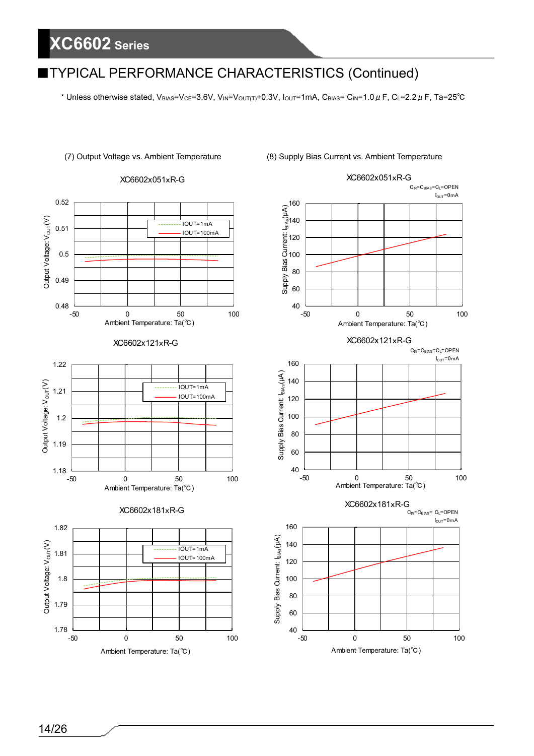## ■TYPICAL PERFORMANCE CHARACTERISTICS (Continued)

\* Unless otherwise stated, $V_{BIAS}$=$V_{CE}$=3.6V, $V_{IN}$=$V_{OUT(T)}$+0.3V, $I_{OUT}$=1mA, $C_{BIAS}$= $C_{IN}$=1.0μF, $C_L$=2.2μF, Ta=25℃

(7) Output Voltage vs. Ambient Temperature

XC6602x051xR-G

XC6602x121xR-G

XC6602x181xR-G

(8) Supply Bias Current vs. Ambient Temperature

XC6602x051xR-G

$C_{IN}$=$C_{BIAS}$=$C_L$=OPEN, $I_{OUT}$=0mA

XC6602x121xR-G

$C_{IN}$=$C_{BIAS}$=$C_L$=OPEN, $I_{OUT}$=0mA

XC6602x181xR-G

$C_{IN}$=$C_{BIAS}$= $C_L$=OPEN, $I_{OUT}$=0mA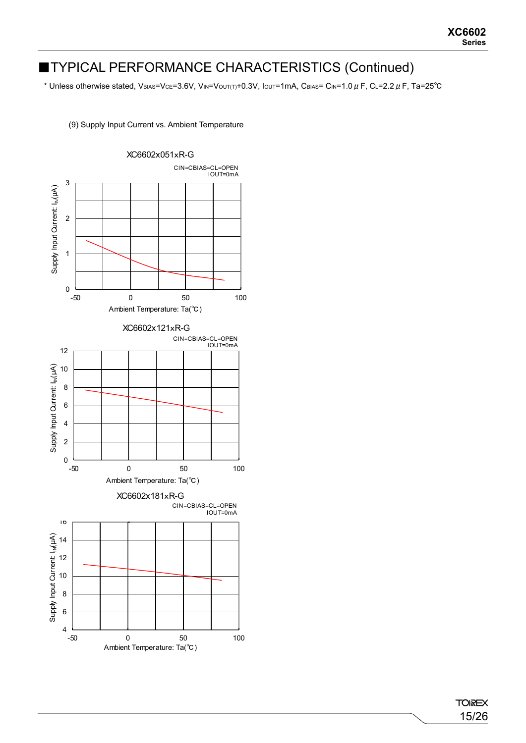# ■TYPICAL PERFORMANCE CHARACTERISTICS (Continued)

\* Unless otherwise stated, $V_{BIAS}$=$V_{CE}$=3.6V, $V_{IN}$=$V_{OUT(T)}$+0.3V, $I_{OUT}$=1mA, $C_{BIAS}$= $C_{IN}$=1.0$\mu$F, $C_L$=2.2$\mu$F, Ta=25℃

(9) Supply Input Current vs. Ambient Temperature

XC6602x051xR-G

CIN=CBIAS=CL=OPEN
IOUT=0mA

Supply Input Current: $I_{IN}$(μA)

3
2
1
0

-50 0 50 100

Ambient Temperature: Ta(℃)

XC6602x121xR-G

CIN=CBIAS=CL=OPEN
IOUT=0mA

Supply Input Current: $I_{IN}$(μA)

12
10
8
6
4
2
0

-50 0 50 100

Ambient Temperature: Ta(℃)

XC6602x181xR-G

CIN=CBIAS=CL=OPEN
IOUT=0mA

Supply Input Current: $I_{IN}$(μA)

16
14
12
10
8
6
4

-50 0 50 100

Ambient Temperature: Ta(℃)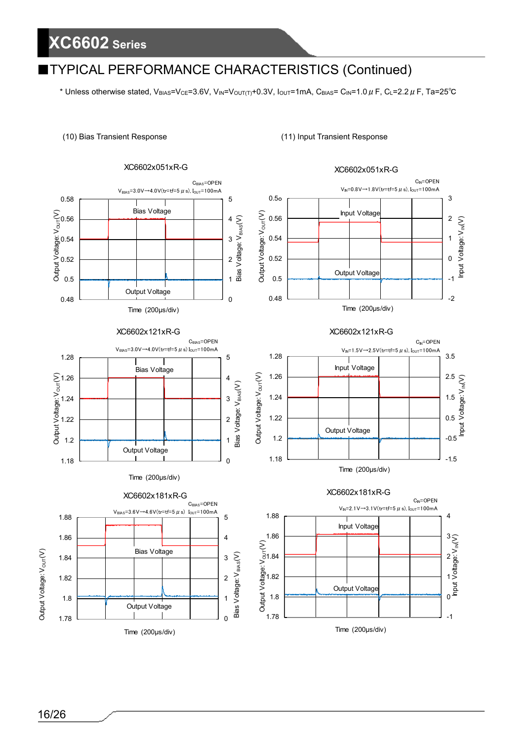## ■TYPICAL PERFORMANCE CHARACTERISTICS (Continued)

* Unless otherwise stated, $V_{BIAS}$=$V_{CE}$=3.6V, $V_{IN}$=$V_{OUT(T)}$+0.3V, $I_{OUT}$=1mA, $C_{BIAS}$= $C_{IN}$=1.0$\mu$F, $C_L$=2.2$\mu$F, Ta=25℃

(10) Bias Transient Response

XC6602x051xR-G

$C_{BIAS}$=OPEN

$V_{BIAS}$=3.0V→4.0V(tr=tf=5$\mu$s), $I_{OUT}$=100mA

Output Voltage: $V_{OUT}$(V)

0.58
0.56
0.54
0.52
0.5
0.48

Bias Voltage: $V_{BIAS}$(V)

5
4
3
2
1
0

Bias Voltage

Output Voltage

Time (200μs/div)

XC6602x121xR-G

$C_{BIAS}$=OPEN

$V_{BIAS}$=3.0V→4.0V(tr=tf=5$\mu$s) $I_{OUT}$=100mA

Output Voltage: $V_{OUT}$(V)

1.28
1.26
1.24
1.22
1.2
1.18

Bias Voltage: $V_{BIAS}$(V)

5
4
3
2
1
0

Bias Voltage

Output Voltage

Time (200μs/div)

XC6602x181xR-G

$C_{BIAS}$=OPEN

$V_{BIAS}$=3.6V→4.6V(tr=tf=5$\mu$s) $I_{OUT}$=100mA

Output Voltage: $V_{OUT}$(V)

1.88
1.86
1.84
1.82
1.8
1.78

Bias Voltage: $V_{BIAS}$(V)

5
4
3
2
1
0

Bias Voltage

Output Voltage

Time (200μs/div)

(11) Input Transient Response

XC6602x051xR-G

$C_{IN}$=OPEN

$V_{IN}$=0.8V→1.8V(tr=tf=5$\mu$s), $I_{OUT}$=100mA

Output Voltage: $V_{OUT}$(V)

0.58
0.56
0.54
0.52
0.5
0.48

Input Voltage: $V_{IN}$(V)

3
2
1
0
-1
-2

Input Voltage

Output Voltage

Time (200μs/div)

XC6602x121xR-G

$C_{IN}$=OPEN

$V_{IN}$=1.5V→2.5V(tr=tf=5$\mu$s), $I_{OUT}$=100mA

Output Voltage: $V_{OUT}$(V)

1.28
1.26
1.24
1.22
1.2
1.18

Input Voltage: $V_{IN}$(V)

3.5
2.5
1.5
0.5
-0.5
-1.5

Input Voltage

Output Voltage

Time (200μs/div)

XC6602x181xR-G

$C_{IN}$=OPEN

$V_{IN}$=2.1V→3.1V(tr=tf=5$\mu$s), $I_{OUT}$=100mA

Output Voltage: $V_{OUT}$(V)

1.88
1.86
1.84
1.82
1.8
1.78

Input Voltage: $V_{IN}$(V)

4
3
2
1
0
-1

Input Voltage

Output Voltage

Time (200μs/div)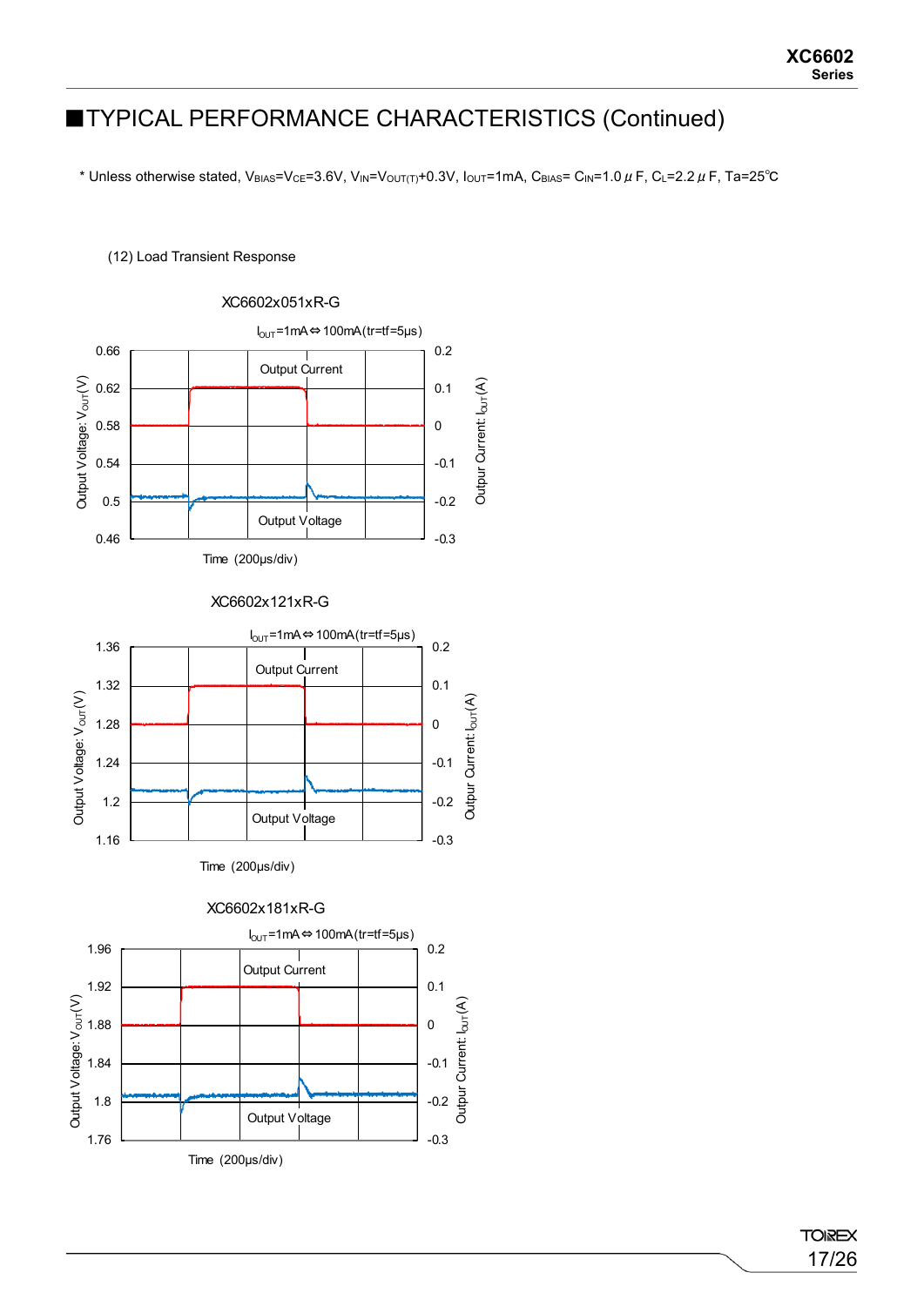# ■TYPICAL PERFORMANCE CHARACTERISTICS (Continued)

* Unless otherwise stated, $V_{BIAS}=V_{CE}=3.6V$, $V_{IN}=V_{OUT(T)}+0.3V$, $I_{OUT}=1mA$, $C_{BIAS}=C_{IN}=1.0\mu F$, $C_L=2.2\mu F$, Ta=25℃

(12) Load Transient Response

XC6602x051xR-G

$I_{OUT}$=1mA⇔100mA(tr=tf=5μs)

Output Voltage: $V_{OUT}$(V)

0.66
0.62
0.58
0.54
0.5
0.46

Outpur Current: $I_{OUT}$(A)

0.2
0.1
0
-0.1
-0.2
-0.3

Output Current

Output Voltage

Time (200μs/div)

XC6602x121xR-G

$I_{OUT}$=1mA⇔100mA(tr=tf=5μs)

Output Voltage: $V_{OUT}$(V)

1.36
1.32
1.28
1.24
1.2
1.16

Outpur Current: $I_{OUT}$(A)

0.2
0.1
0
-0.1
-0.2
-0.3

Output Current

Output Voltage

Time (200μs/div)

XC6602x181xR-G

$I_{OUT}$=1mA⇔100mA(tr=tf=5μs)

Output Voltage: $V_{OUT}$(V)

1.96
1.92
1.88
1.84
1.8
1.76

Outpur Current: $I_{OUT}$(A)

0.2
0.1
0
-0.1
-0.2
-0.3

Output Current

Output Voltage

Time (200μs/div)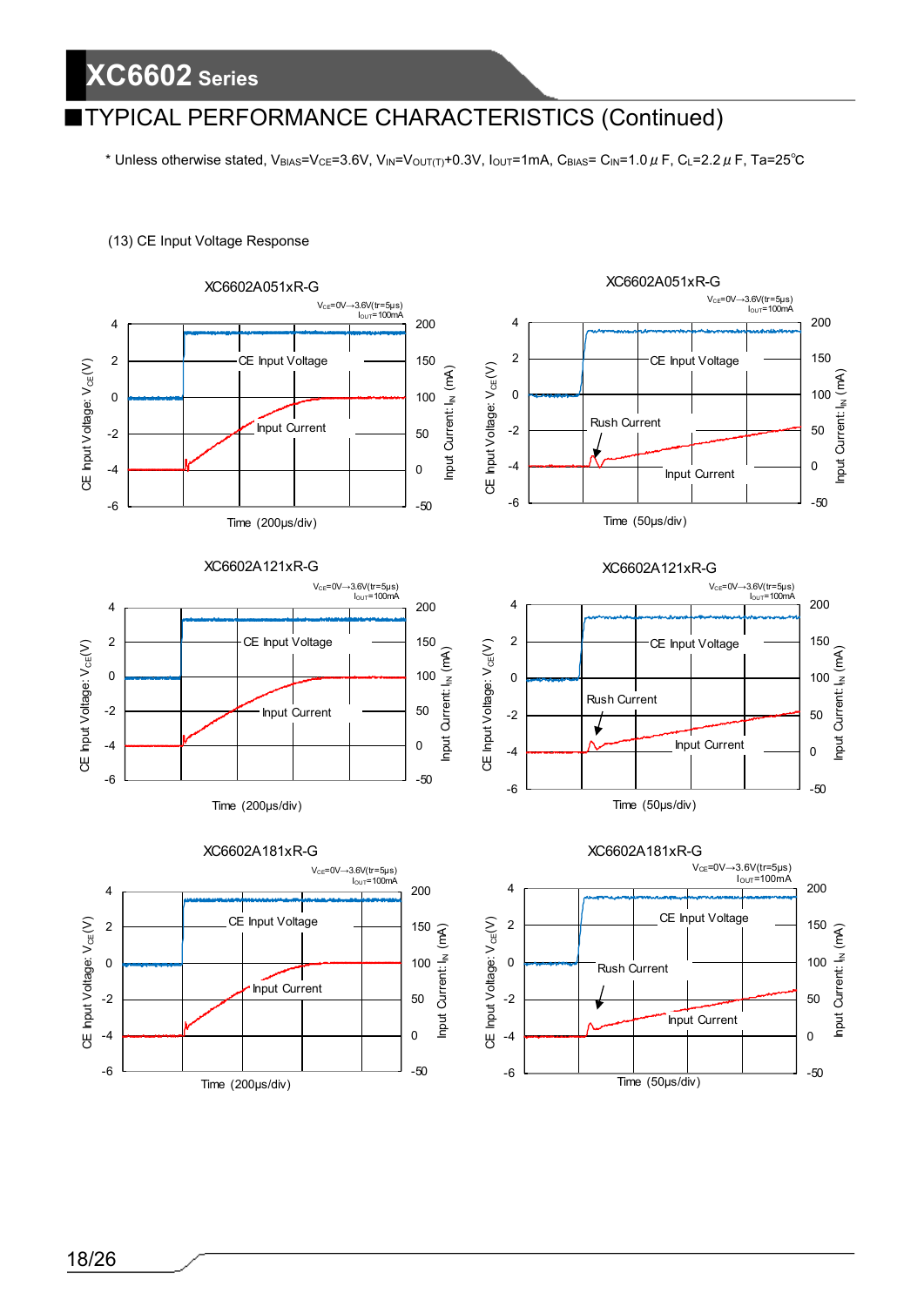## ■TYPICAL PERFORMANCE CHARACTERISTICS (Continued)

* Unless otherwise stated, $V_{BIAS}$=$V_{CE}$=3.6V, $V_{IN}$=$V_{OUT(T)}$+0.3V, $I_{OUT}$=1mA, $C_{BIAS}$= $C_{IN}$=1.0μF, $C_L$=2.2μF, Ta=25℃

(13) CE Input Voltage Response

XC6602A051xR-G

$V_{CE}$=0V→3.6V(tr=5μs)
$I_{OUT}$=100mA

CE Input Voltage
Input Current

CE Input Voltage: $V_{CE}$(V)
4, 2, 0, -2, -4, -6
Input Current: $I_{IN}$ (mA)
200, 150, 100, 50, 0, -50
Time (200μs/div)

XC6602A051xR-G

$V_{CE}$=0V→3.6V(tr=5μs)
$I_{OUT}$=100mA

CE Input Voltage
Rush Current
Input Current

CE Input Voltage: $V_{CE}$(V)
4, 2, 0, -2, -4, -6
Input Current: $I_{IN}$ (mA)
200, 150, 100, 50, 0, -50
Time (50μs/div)

XC6602A121xR-G

$V_{CE}$=0V→3.6V(tr=5μs)
$I_{OUT}$=100mA

CE Input Voltage
Input Current

CE Input Voltage: $V_{CE}$(V)
4, 2, 0, -2, -4, -6
Input Current: $I_{IN}$ (mA)
200, 150, 100, 50, 0, -50
Time (200μs/div)

XC6602A121xR-G

$V_{CE}$=0V→3.6V(tr=5μs)
$I_{OUT}$=100mA

CE Input Voltage
Rush Current
Input Current

CE Input Voltage: $V_{CE}$(V)
4, 2, 0, -2, -4, -6
Input Current: $I_{IN}$ (mA)
200, 150, 100, 50, 0, -50
Time (50μs/div)

XC6602A181xR-G

$V_{CE}$=0V→3.6V(tr=5μs)
$I_{OUT}$=100mA

CE Input Voltage
Input Current

CE Input Voltage: $V_{CE}$(V)
4, 2, 0, -2, -4, -6
Input Current: $I_{IN}$ (mA)
200, 150, 100, 50, 0, -50
Time (200μs/div)

XC6602A181xR-G

$V_{CE}$=0V→3.6V(tr=5μs)
$I_{OUT}$=100mA

CE Input Voltage
Rush Current
Input Current

CE Input Voltage: $V_{CE}$(V)
4, 2, 0, -2, -4, -6
Input Current: $I_{IN}$ (mA)
200, 150, 100, 50, 0, -50
Time (50μs/div)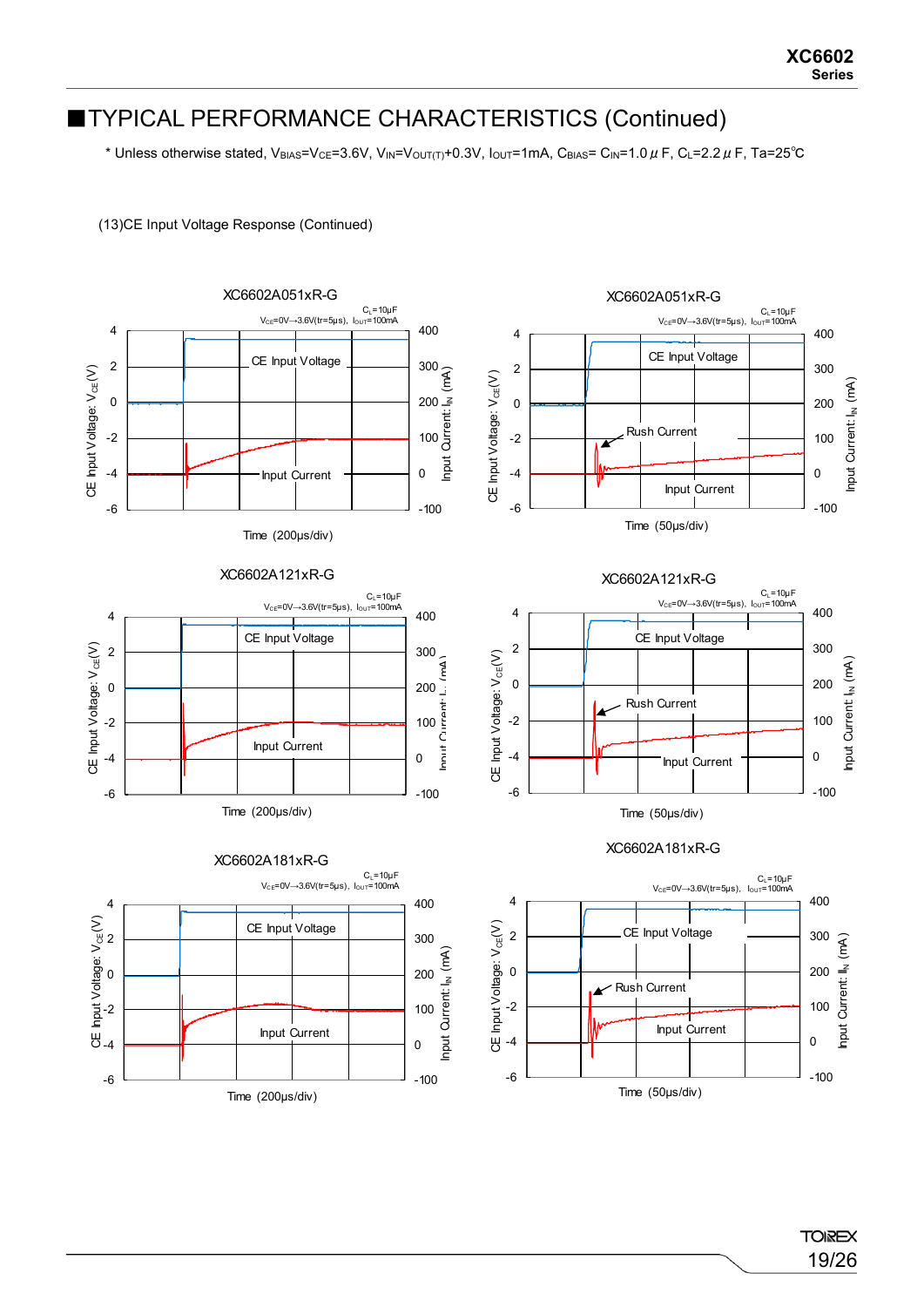## ■TYPICAL PERFORMANCE CHARACTERISTICS (Continued)

\* Unless otherwise stated, $V_{BIAS}$=$V_{CE}$=3.6V, $V_{IN}$=$V_{OUT(T)}$+0.3V, $I_{OUT}$=1mA, $C_{BIAS}$= $C_{IN}$=1.0μF, $C_L$=2.2μF, Ta=25℃

(13)CE Input Voltage Response (Continued)

XC6602A051xR-G

$C_L$=10μF
$V_{CE}$=0V→3.6V(tr=5μs), $I_{OUT}$=100mA

CE Input Voltage: $V_{CE}$(V)
4
2
0
-2
-4
-6

Input Current: $I_{IN}$ (mA)
400
300
200
100
0
-100

CE Input Voltage
Input Current

Time (200μs/div)

XC6602A051xR-G

$C_L$=10μF
$V_{CE}$=0V→3.6V(tr=5μs), $I_{OUT}$=100mA

CE Input Voltage: $V_{CE}$(V)
4
2
0
-2
-4
-6

Input Current: $I_{IN}$ (mA)
400
300
200
100
0
-100

CE Input Voltage
Rush Current
Input Current

Time (50μs/div)

XC6602A121xR-G

$C_L$=10μF
$V_{CE}$=0V→3.6V(tr=5μs), $I_{OUT}$=100mA

CE Input Voltage: $V_{CE}$(V)
4
2
0
-2
-4
-6

Input Current: $I_{IN}$ (mA)
400
300
200
100
0
-100

CE Input Voltage
Input Current

Time (200μs/div)

XC6602A121xR-G

$C_L$=10μF
$V_{CE}$=0V→3.6V(tr=5μs), $I_{OUT}$=100mA

CE Input Voltage: $V_{CE}$(V)
4
2
0
-2
-4
-6

Input Current: $I_{IN}$ (mA)
400
300
200
100
0
-100

CE Input Voltage
Rush Current
Input Current

Time (50μs/div)

XC6602A181xR-G

$C_L$=10μF
$V_{CE}$=0V→3.6V(tr=5μs), $I_{OUT}$=100mA

CE Input Voltage: $V_{CE}$(V)
4
2
0
-2
-4
-6

Input Current: $I_{IN}$ (mA)
400
300
200
100
0
-100

CE Input Voltage
Input Current

Time (200μs/div)

XC6602A181xR-G

$C_L$=10μF
$V_{CE}$=0V→3.6V(tr=5μs), $I_{OUT}$=100mA

CE Input Voltage: $V_{CE}$(V)
4
2
0
-2
-4
-6

Input Current: $I_{IN}$ (mA)
400
300
200
100
0
-100

CE Input Voltage
Rush Current
Input Current

Time (50μs/div)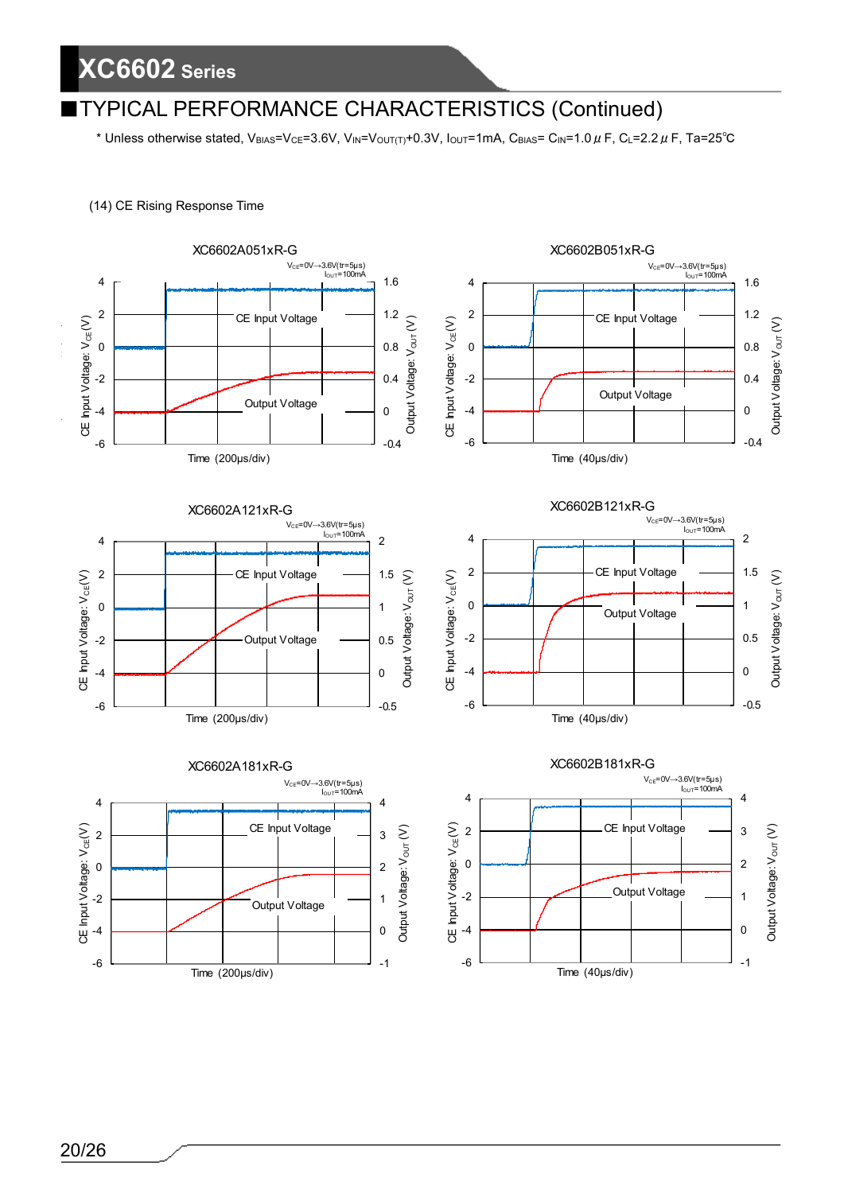## ■TYPICAL PERFORMANCE CHARACTERISTICS (Continued)

* Unless otherwise stated, $V_{BIAS}$=$V_{CE}$=3.6V, $V_{IN}$=$V_{OUT(T)}$+0.3V, $I_{OUT}$=1mA, $C_{BIAS}$= $C_{IN}$=1.0 μ F, $C_L$=2.2 μ F, Ta=25℃

(14) CE Rising Response Time

XC6602A051xR-G

$V_{CE}$=0V→3.6V(tr=5μs)
$I_{OUT}$=100mA

CE Input Voltage
Output Voltage

CE Input Voltage: $V_{CE}$(V)
4, 2, 0, -2, -4, -6

Output Voltage: $V_{OUT}$ (V)
1.6, 1.2, 0.8, 0.4, 0, -0.4

Time (200μs/div)

XC6602B051xR-G

$V_{CE}$=0V→3.6V(tr=5μs)
$I_{OUT}$=100mA

CE Input Voltage
Output Voltage

CE Input Voltage: $V_{CE}$(V)
4, 2, 0, -2, -4, -6

Output Voltage: $V_{OUT}$ (V)
1.6, 1.2, 0.8, 0.4, 0, -0.4

Time (40μs/div)

XC6602A121xR-G

$V_{CE}$=0V→3.6V(tr=5μs)
$I_{OUT}$=100mA

CE Input Voltage
Output Voltage

CE Input Voltage: $V_{CE}$(V)
4, 2, 0, -2, -4, -6

Output Voltage: $V_{OUT}$ (V)
2, 1.5, 1, 0.5, 0, -0.5

Time (200μs/div)

XC6602B121xR-G

$V_{CE}$=0V→3.6V(tr=5μs)
$I_{OUT}$=100mA

CE Input Voltage
Output Voltage

CE Input Voltage: $V_{CE}$(V)
4, 2, 0, -2, -4, -6

Output Voltage: $V_{OUT}$ (V)
2, 1.5, 1, 0.5, 0, -0.5

Time (40μs/div)

XC6602A181xR-G

$V_{CE}$=0V→3.6V(tr=5μs)
$I_{OUT}$=100mA

CE Input Voltage
Output Voltage

CE Input Voltage: $V_{CE}$(V)
4, 2, 0, -2, -4, -6

Output Voltage: $V_{OUT}$ (V)
4, 3, 2, 1, 0, -1

Time (200μs/div)

XC6602B181xR-G

$V_{CE}$=0V→3.6V(tr=5μs)
$I_{OUT}$=100mA

CE Input Voltage
Output Voltage

CE Input Voltage: $V_{CE}$(V)
4, 2, 0, -2, -4, -6

Output Voltage: $V_{OUT}$ (V)
4, 3, 2, 1, 0, -1

Time (40μs/div)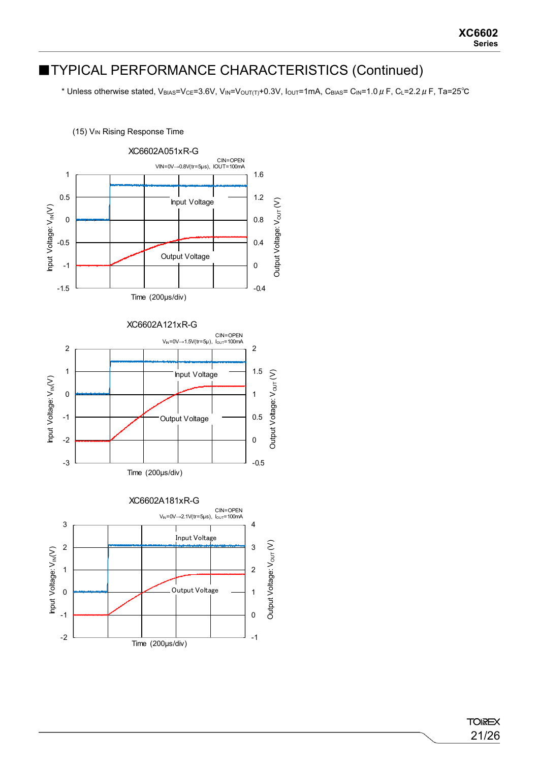## ■TYPICAL PERFORMANCE CHARACTERISTICS (Continued)

* Unless otherwise stated, $V_{BIAS}$=$V_{CE}$=3.6V, $V_{IN}$=$V_{OUT(T)}$+0.3V, $I_{OUT}$=1mA, $C_{BIAS}$= $C_{IN}$=1.0μF, $C_L$=2.2μF, Ta=25℃

(15) $V_{IN}$ Rising Response Time

XC6602A051xR-G

CIN=OPEN
VIN=0V→0.8V(tr=5μs), IOUT=100mA

Input Voltage: $V_{IN}$(V)
1
0.5
0
-0.5
-1
-1.5

Output Voltage: $V_{OUT}$ (V)
1.6
1.2
0.8
0.4
0
-0.4

Input Voltage
Output Voltage

Time (200μs/div)

XC6602A121xR-G

CIN=OPEN
$V_{IN}$=0V→1.5V(tr=5μ), $I_{OUT}$=100mA

Input Voltage: $V_{IN}$(V)
2
1
0
-1
-2
-3

Output Voltage: $V_{OUT}$ (V)
2
1.5
1
0.5
0
-0.5

Input Voltage
Output Voltage

Time (200μs/div)

XC6602A181xR-G

CIN=OPEN
$V_{IN}$=0V→2.1V(tr=5μs), $I_{OUT}$=100mA

Input Voltage: $V_{IN}$(V)
3
2
1
0
-1
-2

Output Voltage: $V_{OUT}$ (V)
4
3
2
1
0
-1

Input Voltage
Output Voltage

Time (200μs/div)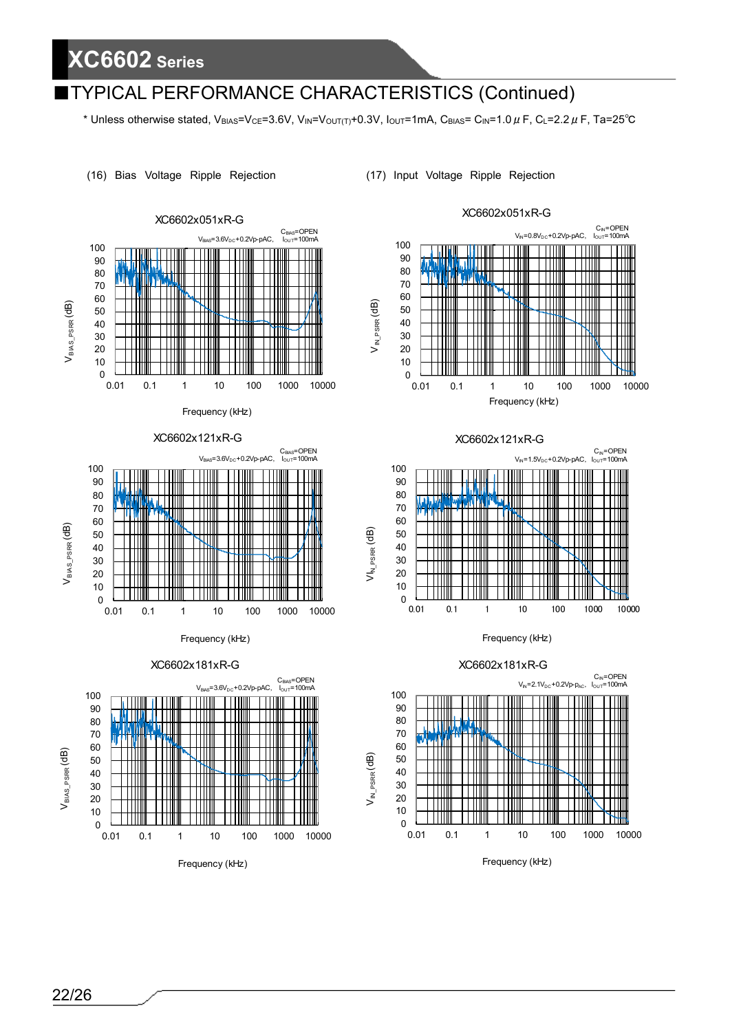## ■TYPICAL PERFORMANCE CHARACTERISTICS (Continued)

* Unless otherwise stated, $V_{BIAS}=V_{CE}=3.6V$, $V_{IN}=V_{OUT(T)}+0.3V$, $I_{OUT}=1mA$, $C_{BIAS}=C_{IN}=1.0\mu F$, $C_L=2.2\mu F$, Ta=25℃

(16) Bias Voltage Ripple Rejection

XC6602x051xR-G

$V_{BIAS}=3.6V_{DC}+0.2Vp\text{-}pAC$, $C_{BIAS}$=OPEN, $I_{OUT}=100mA$

$V_{BIAS\_PSRR}$ (dB)

100
90
80
70
60
50
40
30
20
10
0

0.01 0.1 1 10 100 1000 10000

Frequency (kHz)

XC6602x121xR-G

$V_{BIAS}=3.6V_{DC}+0.2Vp\text{-}pAC$, $C_{BIAS}$=OPEN, $I_{OUT}=100mA$

$V_{BIAS\_PSRR}$ (dB)

100
90
80
70
60
50
40
30
20
10
0

0.01 0.1 1 10 100 1000 10000

Frequency (kHz)

XC6602x181xR-G

$V_{BIAS}=3.6V_{DC}+0.2Vp\text{-}pAC$, $C_{BIAS}$=OPEN, $I_{OUT}=100mA$

$V_{BIAS\_PSRR}$ (dB)

100
90
80
70
60
50
40
30
20
10
0

0.01 0.1 1 10 100 1000 10000

Frequency (kHz)

(17) Input Voltage Ripple Rejection

XC6602x051xR-G

$V_{IN}=0.8V_{DC}+0.2Vp\text{-}pAC$, $C_{IN}$=OPEN, $I_{OUT}=100mA$

$V_{IN\_PSRR}$ (dB)

100
90
80
70
60
50
40
30
20
10
0

0.01 0.1 1 10 100 1000 10000

Frequency (kHz)

XC6602x121xR-G

$V_{IN}=1.5V_{DC}+0.2Vp\text{-}pAC$, $C_{IN}$=OPEN, $I_{OUT}=100mA$

$V_{IN\_PSRR}$ (dB)

100
90
80
70
60
50
40
30
20
10
0

0.01 0.1 1 10 100 1000 10000

Frequency (kHz)

XC6602x181xR-G

$V_{IN}=2.1V_{DC}+0.2Vp\text{-}p_{AC}$, $C_{IN}$=OPEN, $I_{OUT}=100mA$

$V_{IN\_PSRR}$ (dB)

100
90
80
70
60
50
40
30
20
10
0

0.01 0.1 1 10 100 1000 10000

Frequency (kHz)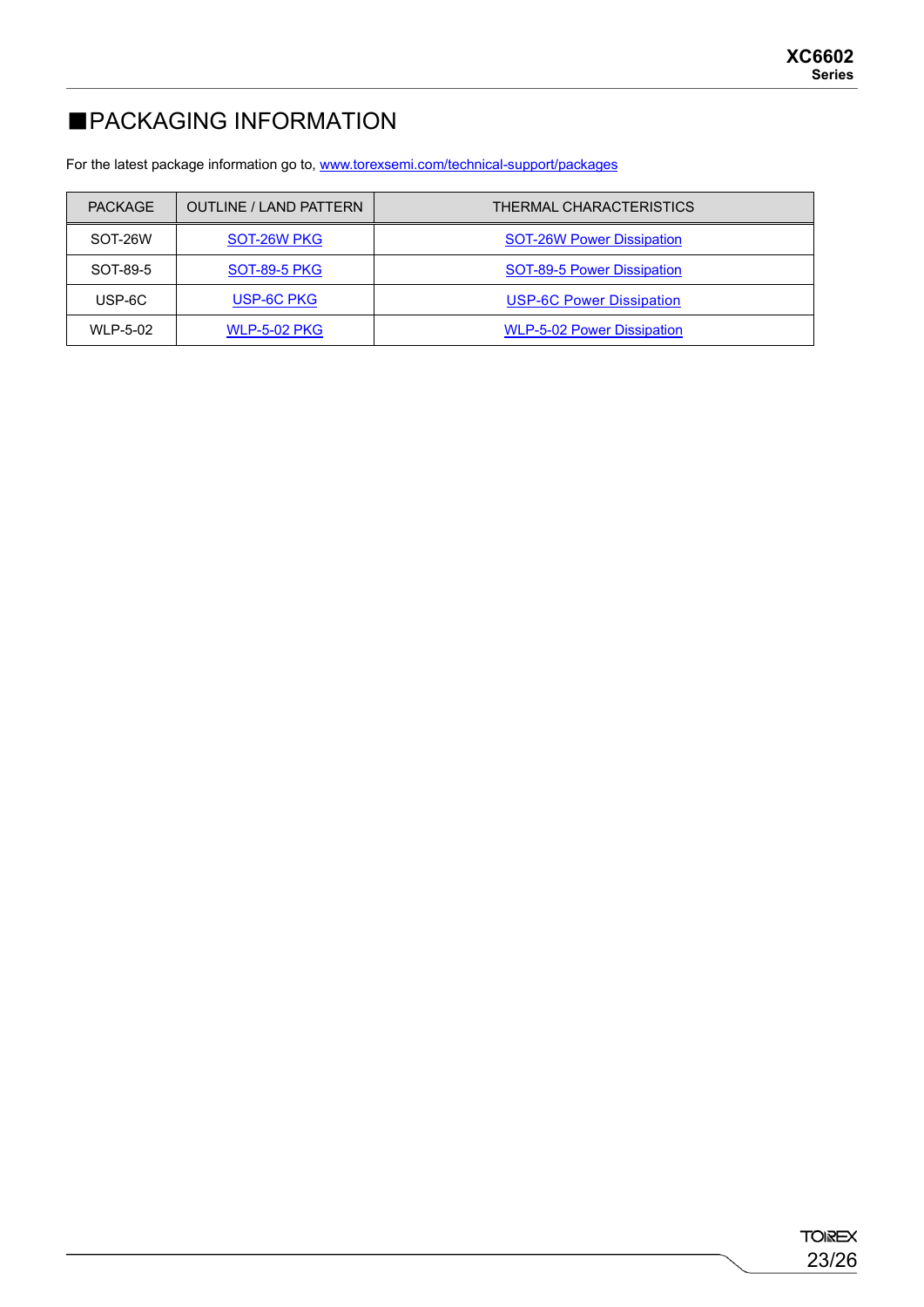## ■PACKAGING INFORMATION

For the latest package information go to, www.torexsemi.com/technical-support/packages

| PACKAGE | OUTLINE / LAND PATTERN | THERMAL CHARACTERISTICS |
|---|---|---|
| SOT-26W | SOT-26W PKG | SOT-26W Power Dissipation |
| SOT-89-5 | SOT-89-5 PKG | SOT-89-5 Power Dissipation |
| USP-6C | USP-6C PKG | USP-6C Power Dissipation |
| WLP-5-02 | WLP-5-02 PKG | WLP-5-02 Power Dissipation |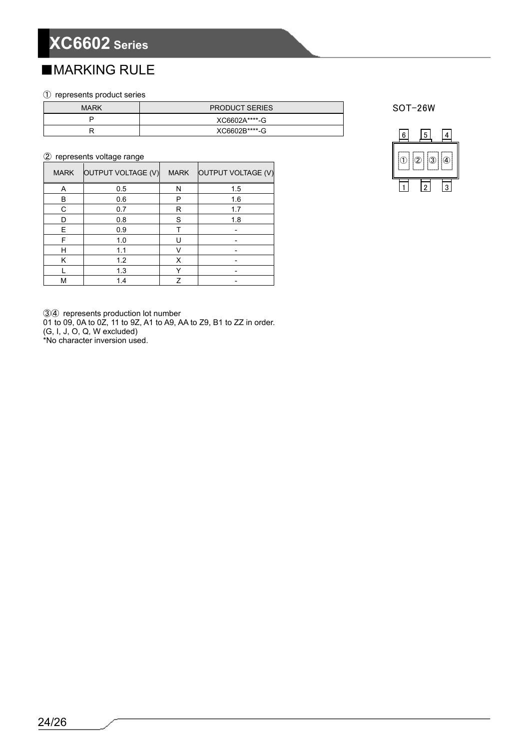## ■MARKING RULE

① represents product series

| MARK | PRODUCT SERIES |
|---|---|
| P | XC6602A****-G |
| R | XC6602B****-G |

SOT-26W

6 5 4

① ② ③ ④

1 2 3

② represents voltage range

| MARK | OUTPUT VOLTAGE (V) | MARK | OUTPUT VOLTAGE (V) |
|---|---|---|---|
| A | 0.5 | N | 1.5 |
| B | 0.6 | P | 1.6 |
| C | 0.7 | R | 1.7 |
| D | 0.8 | S | 1.8 |
| E | 0.9 | T | - |
| F | 1.0 | U | - |
| H | 1.1 | V | - |
| K | 1.2 | X | - |
| L | 1.3 | Y | - |
| M | 1.4 | Z | - |

③④ represents production lot number
01 to 09, 0A to 0Z, 11 to 9Z, A1 to A9, AA to Z9, B1 to ZZ in order.
(G, I, J, O, Q, W excluded)
*No character inversion used.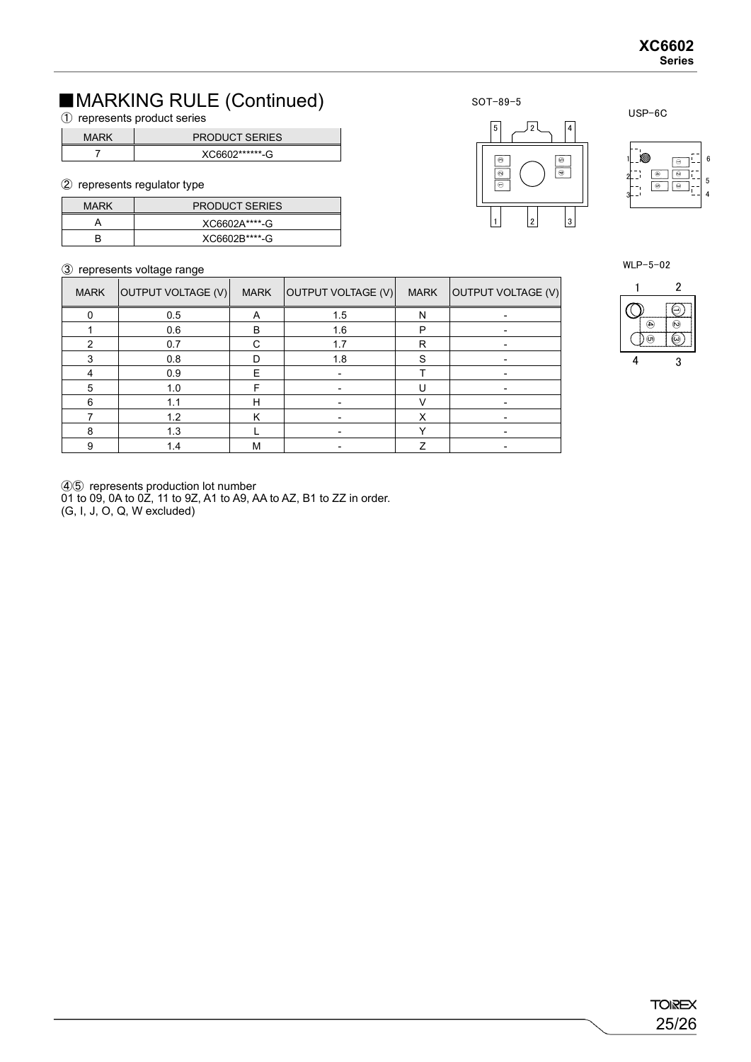## ■MARKING RULE (Continued)

① represents product series

| MARK | PRODUCT SERIES |
|---|---|
| 7 | XC6602******-G |

② represents regulator type

| MARK | PRODUCT SERIES |
|---|---|
| A | XC6602A****-G |
| B | XC6602B****-G |

③ represents voltage range

| MARK | OUTPUT VOLTAGE (V) | MARK | OUTPUT VOLTAGE (V) | MARK | OUTPUT VOLTAGE (V) |
|---|---|---|---|---|---|
| 0 | 0.5 | A | 1.5 | N | - |
| 1 | 0.6 | B | 1.6 | P | - |
| 2 | 0.7 | C | 1.7 | R | - |
| 3 | 0.8 | D | 1.8 | S | - |
| 4 | 0.9 | E | - | T | - |
| 5 | 1.0 | F | - | U | - |
| 6 | 1.1 | H | - | V | - |
| 7 | 1.2 | K | - | X | - |
| 8 | 1.3 | L | - | Y | - |
| 9 | 1.4 | M | - | Z | - |

④⑤ represents production lot number
01 to 09, 0A to 0Z, 11 to 9Z, A1 to A9, AA to AZ, B1 to ZZ in order.
(G, I, J, O, Q, W excluded)

SOT-89-5

5 2 4

③ ⑤
② ④
①

1 2 3

USP-6C

1 ① 6
2 ④ ② 5
3 ⑤ ③ 4

WLP-5-02

1 2
①
④ ②
⑤ ③
4 3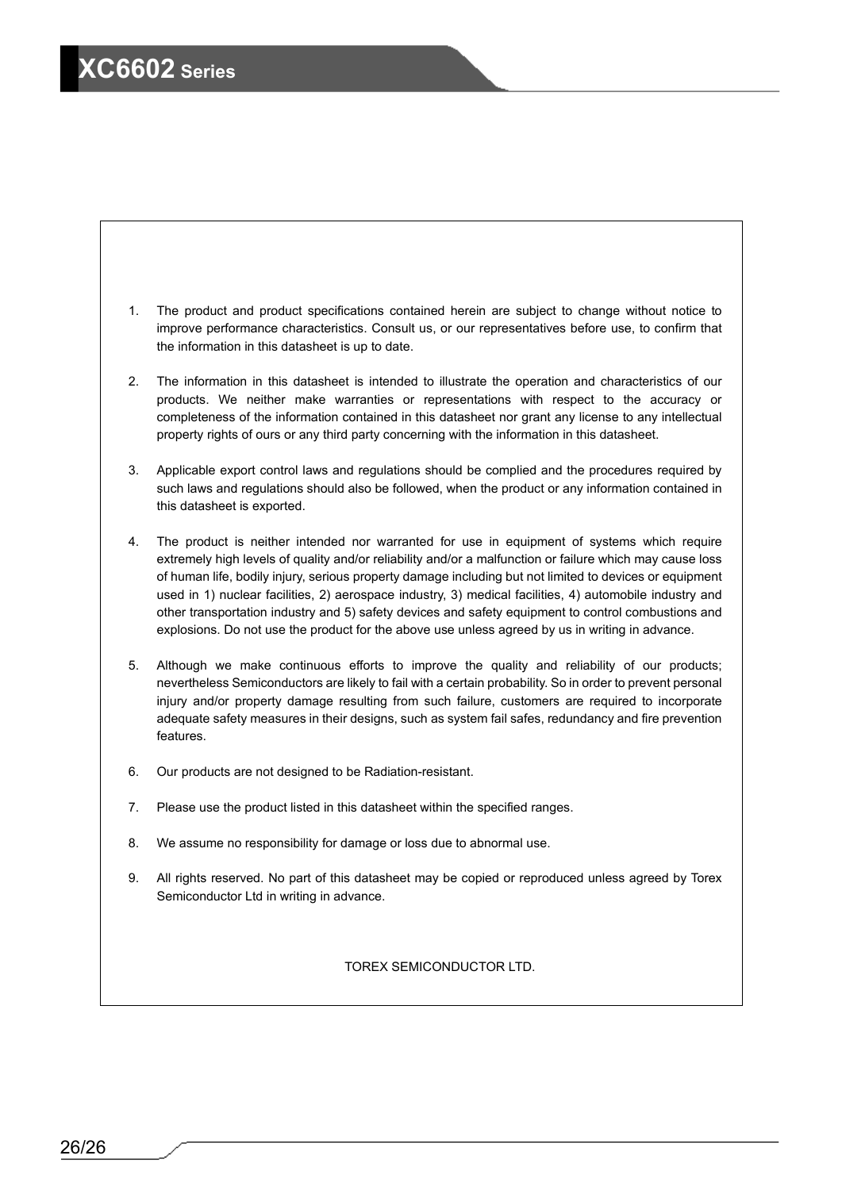1. The product and product specifications contained herein are subject to change without notice to improve performance characteristics. Consult us, or our representatives before use, to confirm that the information in this datasheet is up to date.

2. The information in this datasheet is intended to illustrate the operation and characteristics of our products. We neither make warranties or representations with respect to the accuracy or completeness of the information contained in this datasheet nor grant any license to any intellectual property rights of ours or any third party concerning with the information in this datasheet.

3. Applicable export control laws and regulations should be complied and the procedures required by such laws and regulations should also be followed, when the product or any information contained in this datasheet is exported.

4. The product is neither intended nor warranted for use in equipment of systems which require extremely high levels of quality and/or reliability and/or a malfunction or failure which may cause loss of human life, bodily injury, serious property damage including but not limited to devices or equipment used in 1) nuclear facilities, 2) aerospace industry, 3) medical facilities, 4) automobile industry and other transportation industry and 5) safety devices and safety equipment to control combustions and explosions. Do not use the product for the above use unless agreed by us in writing in advance.

5. Although we make continuous efforts to improve the quality and reliability of our products; nevertheless Semiconductors are likely to fail with a certain probability. So in order to prevent personal injury and/or property damage resulting from such failure, customers are required to incorporate adequate safety measures in their designs, such as system fail safes, redundancy and fire prevention features.

6. Our products are not designed to be Radiation-resistant.

7. Please use the product listed in this datasheet within the specified ranges.

8. We assume no responsibility for damage or loss due to abnormal use.

9. All rights reserved. No part of this datasheet may be copied or reproduced unless agreed by Torex Semiconductor Ltd in writing in advance.

TOREX SEMICONDUCTOR LTD.